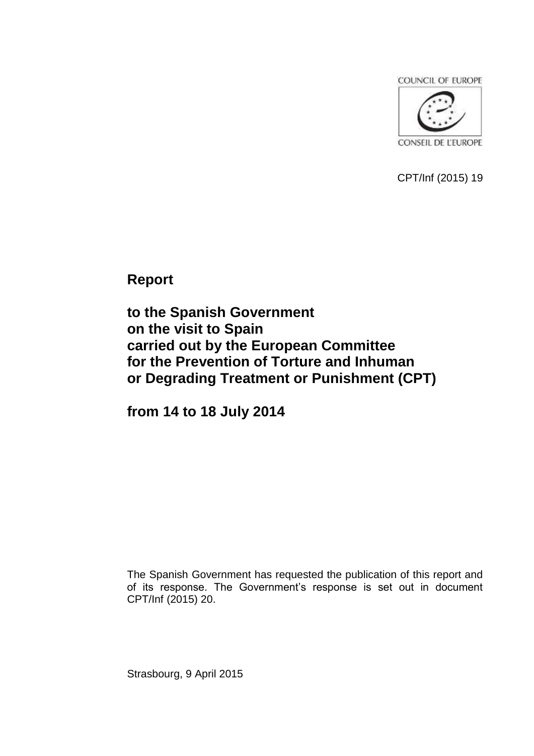COUNCIL OF EUROPE

CONSEIL DE L'EUROPE

CPT/Inf (2015) 19

# Report

# to the Spanish Government on the visit to Spain carried out by the European Committee for the Prevention of Torture and Inhuman or Degrading Treatment or Punishment (CPT)

# from 14 to 18 July 2014

The Spanish Government has requested the publication of this report and of its response. The Government's response is set out in document CPT/Inf (2015) 20.

Strasbourg, 9 April 2015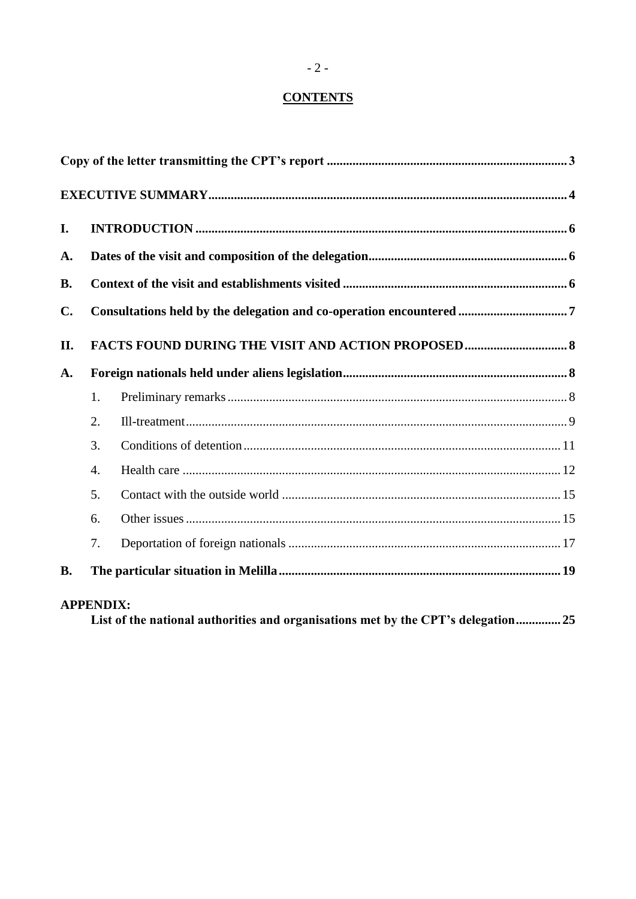# CONTENTS

**Copy of the letter transmitting the CPT's report** ..... **3**

**EXECUTIVE SUMMARY** ..... **4**

**I. INTRODUCTION** ..... **6**

**A. Dates of the visit and composition of the delegation** ..... **6**

**B. Context of the visit and establishments visited** ..... **6**

**C. Consultations held by the delegation and co-operation encountered** ..... **7**

**II. FACTS FOUND DURING THE VISIT AND ACTION PROPOSED** ..... **8**

**A. Foreign nationals held under aliens legislation** ..... **8**

1. Preliminary remarks ..... 8
2. Ill-treatment ..... 9
3. Conditions of detention ..... 11
4. Health care ..... 12
5. Contact with the outside world ..... 15
6. Other issues ..... 15
7. Deportation of foreign nationals ..... 17

**B. The particular situation in Melilla** ..... **19**

**APPENDIX:**
**List of the national authorities and organisations met by the CPT's delegation** ..... **25**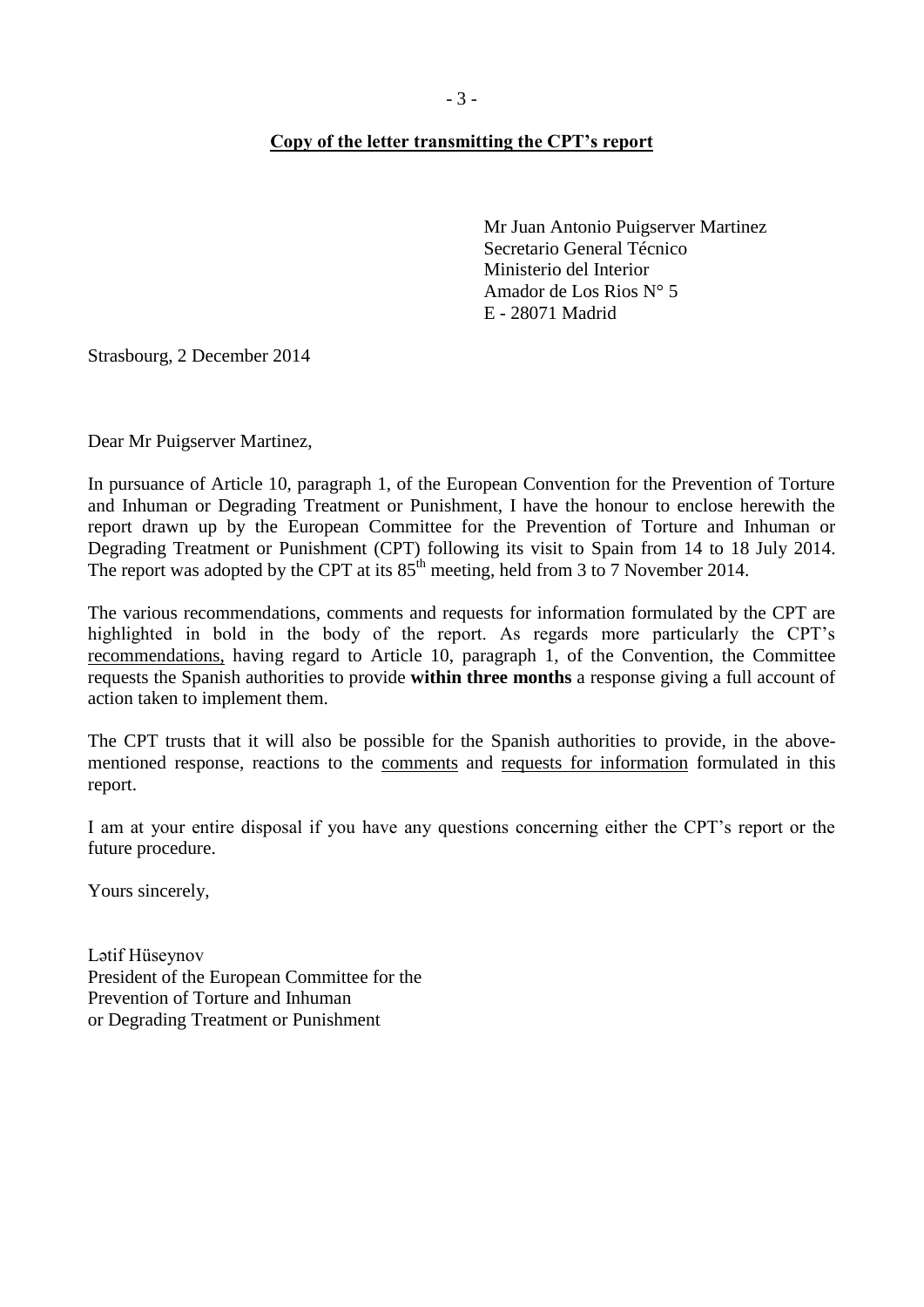**Copy of the letter transmitting the CPT's report**

Mr Juan Antonio Puigserver Martinez
Secretario General Técnico
Ministerio del Interior
Amador de Los Rios N° 5
E - 28071 Madrid

Strasbourg, 2 December 2014

Dear Mr Puigserver Martinez,

In pursuance of Article 10, paragraph 1, of the European Convention for the Prevention of Torture and Inhuman or Degrading Treatment or Punishment, I have the honour to enclose herewith the report drawn up by the European Committee for the Prevention of Torture and Inhuman or Degrading Treatment or Punishment (CPT) following its visit to Spain from 14 to 18 July 2014. The report was adopted by the CPT at its 85th meeting, held from 3 to 7 November 2014.

The various recommendations, comments and requests for information formulated by the CPT are highlighted in bold in the body of the report. As regards more particularly the CPT's recommendations, having regard to Article 10, paragraph 1, of the Convention, the Committee requests the Spanish authorities to provide **within three months** a response giving a full account of action taken to implement them.

The CPT trusts that it will also be possible for the Spanish authorities to provide, in the above-mentioned response, reactions to the comments and requests for information formulated in this report.

I am at your entire disposal if you have any questions concerning either the CPT's report or the future procedure.

Yours sincerely,

Lətif Hüseynov
President of the European Committee for the
Prevention of Torture and Inhuman
or Degrading Treatment or Punishment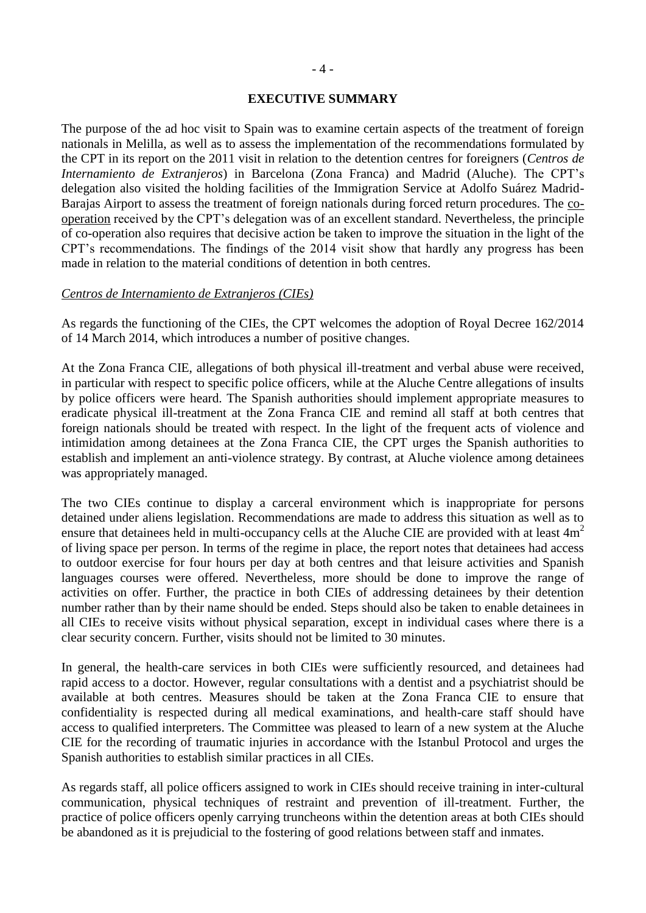## EXECUTIVE SUMMARY

The purpose of the ad hoc visit to Spain was to examine certain aspects of the treatment of foreign nationals in Melilla, as well as to assess the implementation of the recommendations formulated by the CPT in its report on the 2011 visit in relation to the detention centres for foreigners (*Centros de Internamiento de Extranjeros*) in Barcelona (Zona Franca) and Madrid (Aluche). The CPT's delegation also visited the holding facilities of the Immigration Service at Adolfo Suárez Madrid-Barajas Airport to assess the treatment of foreign nationals during forced return procedures. The co-operation received by the CPT's delegation was of an excellent standard. Nevertheless, the principle of co-operation also requires that decisive action be taken to improve the situation in the light of the CPT's recommendations. The findings of the 2014 visit show that hardly any progress has been made in relation to the material conditions of detention in both centres.

*Centros de Internamiento de Extranjeros (CIEs)*

As regards the functioning of the CIEs, the CPT welcomes the adoption of Royal Decree 162/2014 of 14 March 2014, which introduces a number of positive changes.

At the Zona Franca CIE, allegations of both physical ill-treatment and verbal abuse were received, in particular with respect to specific police officers, while at the Aluche Centre allegations of insults by police officers were heard. The Spanish authorities should implement appropriate measures to eradicate physical ill-treatment at the Zona Franca CIE and remind all staff at both centres that foreign nationals should be treated with respect. In the light of the frequent acts of violence and intimidation among detainees at the Zona Franca CIE, the CPT urges the Spanish authorities to establish and implement an anti-violence strategy. By contrast, at Aluche violence among detainees was appropriately managed.

The two CIEs continue to display a carceral environment which is inappropriate for persons detained under aliens legislation. Recommendations are made to address this situation as well as to ensure that detainees held in multi-occupancy cells at the Aluche CIE are provided with at least $4m^2$ of living space per person. In terms of the regime in place, the report notes that detainees had access to outdoor exercise for four hours per day at both centres and that leisure activities and Spanish languages courses were offered. Nevertheless, more should be done to improve the range of activities on offer. Further, the practice in both CIEs of addressing detainees by their detention number rather than by their name should be ended. Steps should also be taken to enable detainees in all CIEs to receive visits without physical separation, except in individual cases where there is a clear security concern. Further, visits should not be limited to 30 minutes.

In general, the health-care services in both CIEs were sufficiently resourced, and detainees had rapid access to a doctor. However, regular consultations with a dentist and a psychiatrist should be available at both centres. Measures should be taken at the Zona Franca CIE to ensure that confidentiality is respected during all medical examinations, and health-care staff should have access to qualified interpreters. The Committee was pleased to learn of a new system at the Aluche CIE for the recording of traumatic injuries in accordance with the Istanbul Protocol and urges the Spanish authorities to establish similar practices in all CIEs.

As regards staff, all police officers assigned to work in CIEs should receive training in inter-cultural communication, physical techniques of restraint and prevention of ill-treatment. Further, the practice of police officers openly carrying truncheons within the detention areas at both CIEs should be abandoned as it is prejudicial to the fostering of good relations between staff and inmates.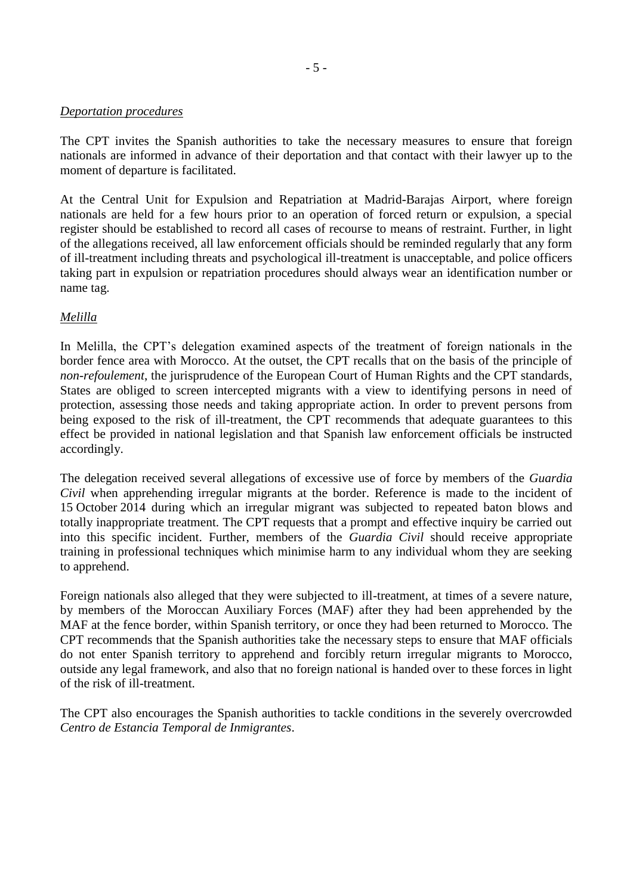*Deportation procedures*

The CPT invites the Spanish authorities to take the necessary measures to ensure that foreign nationals are informed in advance of their deportation and that contact with their lawyer up to the moment of departure is facilitated.

At the Central Unit for Expulsion and Repatriation at Madrid-Barajas Airport, where foreign nationals are held for a few hours prior to an operation of forced return or expulsion, a special register should be established to record all cases of recourse to means of restraint. Further, in light of the allegations received, all law enforcement officials should be reminded regularly that any form of ill-treatment including threats and psychological ill-treatment is unacceptable, and police officers taking part in expulsion or repatriation procedures should always wear an identification number or name tag.

*Melilla*

In Melilla, the CPT's delegation examined aspects of the treatment of foreign nationals in the border fence area with Morocco. At the outset, the CPT recalls that on the basis of the principle of *non-refoulement*, the jurisprudence of the European Court of Human Rights and the CPT standards, States are obliged to screen intercepted migrants with a view to identifying persons in need of protection, assessing those needs and taking appropriate action. In order to prevent persons from being exposed to the risk of ill-treatment, the CPT recommends that adequate guarantees to this effect be provided in national legislation and that Spanish law enforcement officials be instructed accordingly.

The delegation received several allegations of excessive use of force by members of the *Guardia Civil* when apprehending irregular migrants at the border. Reference is made to the incident of 15 October 2014 during which an irregular migrant was subjected to repeated baton blows and totally inappropriate treatment. The CPT requests that a prompt and effective inquiry be carried out into this specific incident. Further, members of the *Guardia Civil* should receive appropriate training in professional techniques which minimise harm to any individual whom they are seeking to apprehend.

Foreign nationals also alleged that they were subjected to ill-treatment, at times of a severe nature, by members of the Moroccan Auxiliary Forces (MAF) after they had been apprehended by the MAF at the fence border, within Spanish territory, or once they had been returned to Morocco. The CPT recommends that the Spanish authorities take the necessary steps to ensure that MAF officials do not enter Spanish territory to apprehend and forcibly return irregular migrants to Morocco, outside any legal framework, and also that no foreign national is handed over to these forces in light of the risk of ill-treatment.

The CPT also encourages the Spanish authorities to tackle conditions in the severely overcrowded *Centro de Estancia Temporal de Inmigrantes*.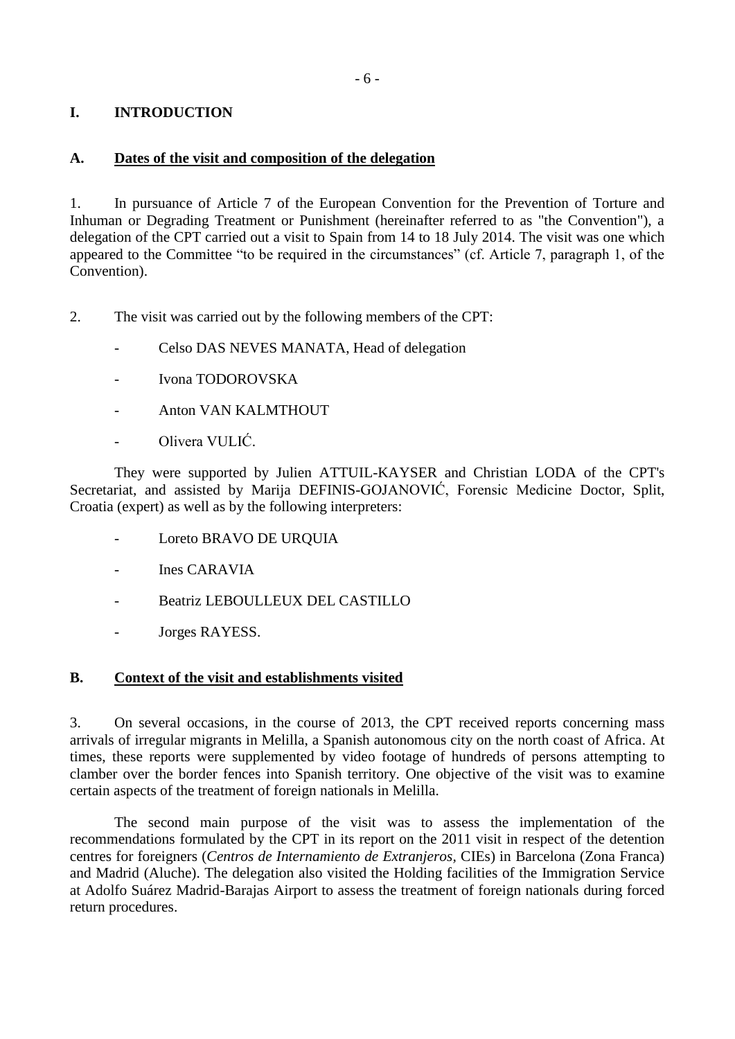# I. INTRODUCTION

## A. Dates of the visit and composition of the delegation

1. In pursuance of Article 7 of the European Convention for the Prevention of Torture and Inhuman or Degrading Treatment or Punishment (hereinafter referred to as "the Convention"), a delegation of the CPT carried out a visit to Spain from 14 to 18 July 2014. The visit was one which appeared to the Committee "to be required in the circumstances" (cf. Article 7, paragraph 1, of the Convention).

2. The visit was carried out by the following members of the CPT:

- Celso DAS NEVES MANATA, Head of delegation
- Ivona TODOROVSKA
- Anton VAN KALMTHOUT
- Olivera VULIĆ.

They were supported by Julien ATTUIL-KAYSER and Christian LODA of the CPT's Secretariat, and assisted by Marija DEFINIS-GOJANOVIĆ, Forensic Medicine Doctor, Split, Croatia (expert) as well as by the following interpreters:

- Loreto BRAVO DE URQUIA
- Ines CARAVIA
- Beatriz LEBOULLEUX DEL CASTILLO
- Jorges RAYESS.

## B. Context of the visit and establishments visited

3. On several occasions, in the course of 2013, the CPT received reports concerning mass arrivals of irregular migrants in Melilla, a Spanish autonomous city on the north coast of Africa. At times, these reports were supplemented by video footage of hundreds of persons attempting to clamber over the border fences into Spanish territory. One objective of the visit was to examine certain aspects of the treatment of foreign nationals in Melilla.

The second main purpose of the visit was to assess the implementation of the recommendations formulated by the CPT in its report on the 2011 visit in respect of the detention centres for foreigners (*Centros de Internamiento de Extranjeros*, CIEs) in Barcelona (Zona Franca) and Madrid (Aluche). The delegation also visited the Holding facilities of the Immigration Service at Adolfo Suárez Madrid-Barajas Airport to assess the treatment of foreign nationals during forced return procedures.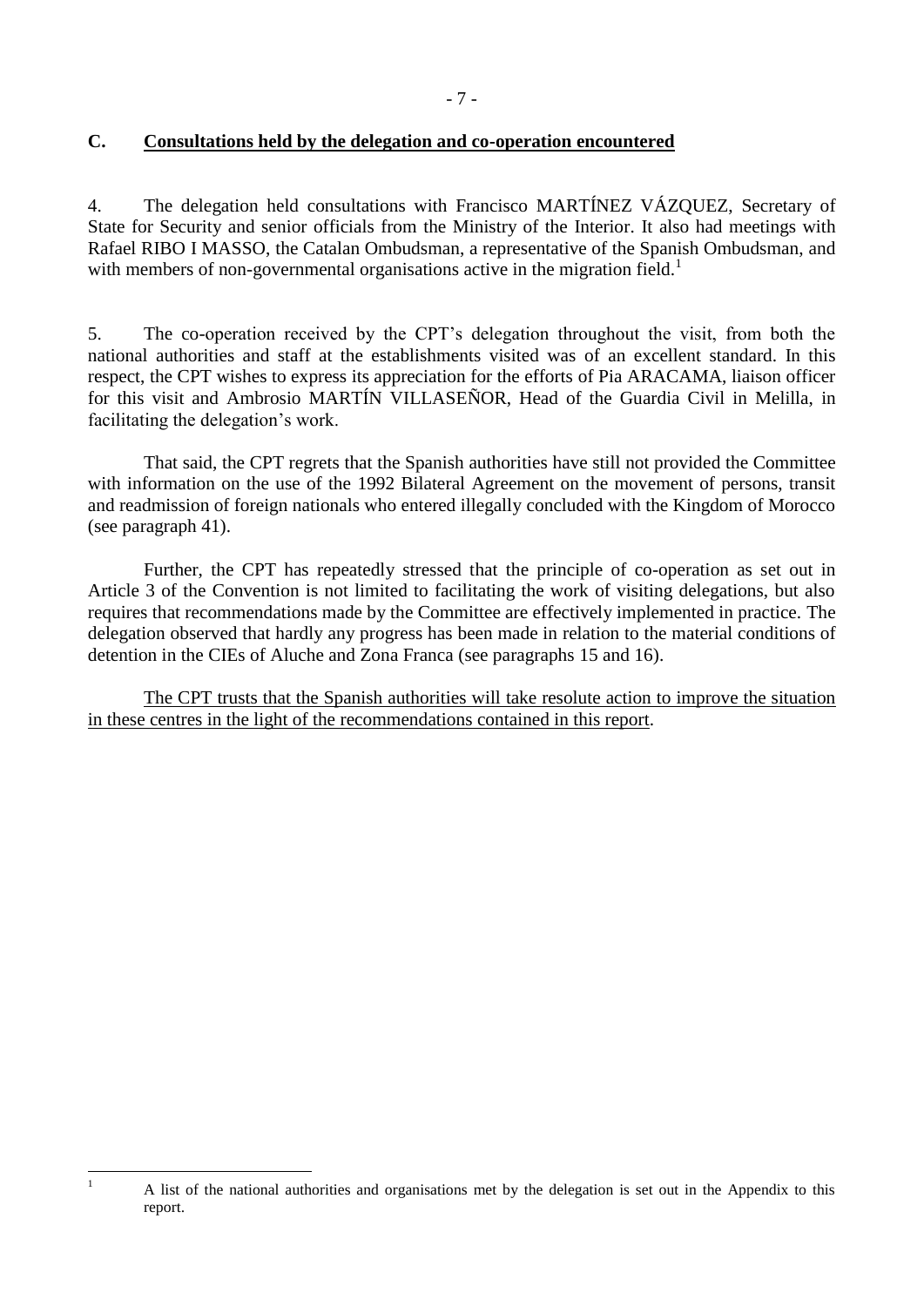## C. Consultations held by the delegation and co-operation encountered

4. The delegation held consultations with Francisco MARTÍNEZ VÁZQUEZ, Secretary of State for Security and senior officials from the Ministry of the Interior. It also had meetings with Rafael RIBO I MASSO, the Catalan Ombudsman, a representative of the Spanish Ombudsman, and with members of non-governmental organisations active in the migration field.[1]

5. The co-operation received by the CPT's delegation throughout the visit, from both the national authorities and staff at the establishments visited was of an excellent standard. In this respect, the CPT wishes to express its appreciation for the efforts of Pia ARACAMA, liaison officer for this visit and Ambrosio MARTÍN VILLASEÑOR, Head of the Guardia Civil in Melilla, in facilitating the delegation's work.

That said, the CPT regrets that the Spanish authorities have still not provided the Committee with information on the use of the 1992 Bilateral Agreement on the movement of persons, transit and readmission of foreign nationals who entered illegally concluded with the Kingdom of Morocco (see paragraph 41).

Further, the CPT has repeatedly stressed that the principle of co-operation as set out in Article 3 of the Convention is not limited to facilitating the work of visiting delegations, but also requires that recommendations made by the Committee are effectively implemented in practice. The delegation observed that hardly any progress has been made in relation to the material conditions of detention in the CIEs of Aluche and Zona Franca (see paragraphs 15 and 16).

<u>The CPT trusts that the Spanish authorities will take resolute action to improve the situation in these centres in the light of the recommendations contained in this report</u>.

---

[1] A list of the national authorities and organisations met by the delegation is set out in the Appendix to this report.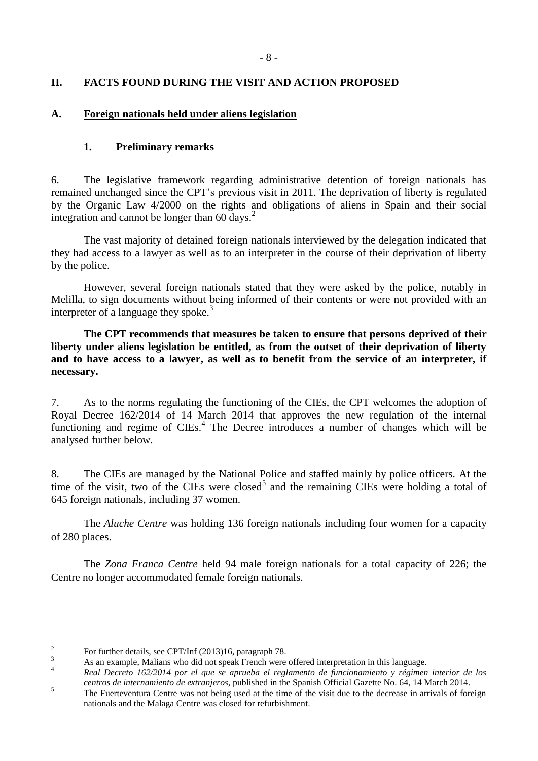## II. FACTS FOUND DURING THE VISIT AND ACTION PROPOSED

### A. Foreign nationals held under aliens legislation

#### 1. Preliminary remarks

6. The legislative framework regarding administrative detention of foreign nationals has remained unchanged since the CPT's previous visit in 2011. The deprivation of liberty is regulated by the Organic Law 4/2000 on the rights and obligations of aliens in Spain and their social integration and cannot be longer than 60 days.[2]

The vast majority of detained foreign nationals interviewed by the delegation indicated that they had access to a lawyer as well as to an interpreter in the course of their deprivation of liberty by the police.

However, several foreign nationals stated that they were asked by the police, notably in Melilla, to sign documents without being informed of their contents or were not provided with an interpreter of a language they spoke.[3]

**The CPT recommends that measures be taken to ensure that persons deprived of their liberty under aliens legislation be entitled, as from the outset of their deprivation of liberty and to have access to a lawyer, as well as to benefit from the service of an interpreter, if necessary.**

7. As to the norms regulating the functioning of the CIEs, the CPT welcomes the adoption of Royal Decree 162/2014 of 14 March 2014 that approves the new regulation of the internal functioning and regime of CIEs.[4] The Decree introduces a number of changes which will be analysed further below.

8. The CIEs are managed by the National Police and staffed mainly by police officers. At the time of the visit, two of the CIEs were closed[5] and the remaining CIEs were holding a total of 645 foreign nationals, including 37 women.

The *Aluche Centre* was holding 136 foreign nationals including four women for a capacity of 280 places.

The *Zona Franca Centre* held 94 male foreign nationals for a total capacity of 226; the Centre no longer accommodated female foreign nationals.

---

[2] For further details, see CPT/Inf (2013)16, paragraph 78.

[3] As an example, Malians who did not speak French were offered interpretation in this language.

[4] *Real Decreto 162/2014 por el que se aprueba el reglamento de funcionamiento y régimen interior de los centros de internamiento de extranjeros*, published in the Spanish Official Gazette No. 64, 14 March 2014.

[5] The Fuerteventura Centre was not being used at the time of the visit due to the decrease in arrivals of foreign nationals and the Malaga Centre was closed for refurbishment.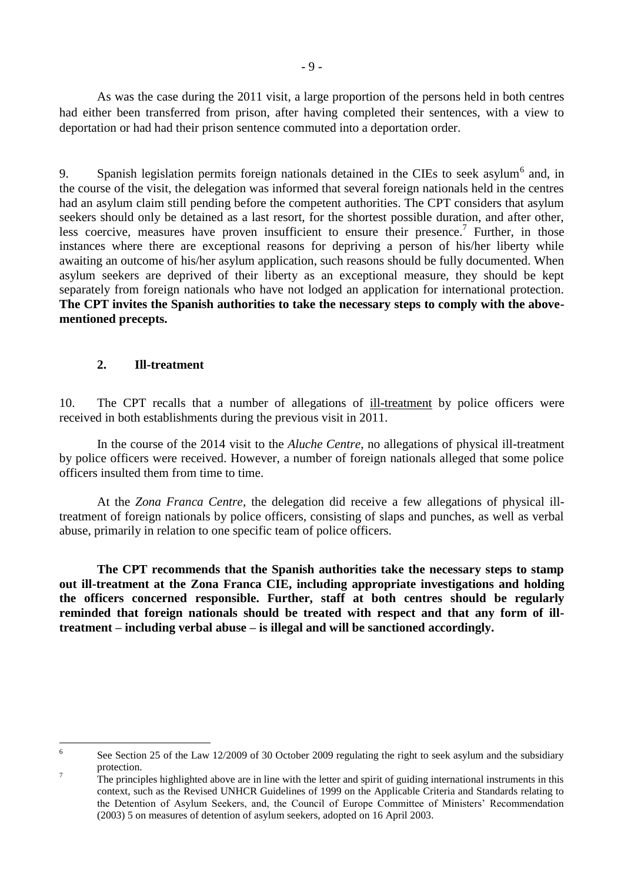As was the case during the 2011 visit, a large proportion of the persons held in both centres had either been transferred from prison, after having completed their sentences, with a view to deportation or had had their prison sentence commuted into a deportation order.

9. Spanish legislation permits foreign nationals detained in the CIEs to seek asylum[6] and, in the course of the visit, the delegation was informed that several foreign nationals held in the centres had an asylum claim still pending before the competent authorities. The CPT considers that asylum seekers should only be detained as a last resort, for the shortest possible duration, and after other, less coercive, measures have proven insufficient to ensure their presence.[7] Further, in those instances where there are exceptional reasons for depriving a person of his/her liberty while awaiting an outcome of his/her asylum application, such reasons should be fully documented. When asylum seekers are deprived of their liberty as an exceptional measure, they should be kept separately from foreign nationals who have not lodged an application for international protection. **The CPT invites the Spanish authorities to take the necessary steps to comply with the above-mentioned precepts.**

### 2. Ill-treatment

10. The CPT recalls that a number of allegations of ill-treatment by police officers were received in both establishments during the previous visit in 2011.

In the course of the 2014 visit to the *Aluche Centre*, no allegations of physical ill-treatment by police officers were received. However, a number of foreign nationals alleged that some police officers insulted them from time to time.

At the *Zona Franca Centre*, the delegation did receive a few allegations of physical ill-treatment of foreign nationals by police officers, consisting of slaps and punches, as well as verbal abuse, primarily in relation to one specific team of police officers.

**The CPT recommends that the Spanish authorities take the necessary steps to stamp out ill-treatment at the Zona Franca CIE, including appropriate investigations and holding the officers concerned responsible. Further, staff at both centres should be regularly reminded that foreign nationals should be treated with respect and that any form of ill-treatment – including verbal abuse – is illegal and will be sanctioned accordingly.**

---

[6] See Section 25 of the Law 12/2009 of 30 October 2009 regulating the right to seek asylum and the subsidiary protection.

[7] The principles highlighted above are in line with the letter and spirit of guiding international instruments in this context, such as the Revised UNHCR Guidelines of 1999 on the Applicable Criteria and Standards relating to the Detention of Asylum Seekers, and, the Council of Europe Committee of Ministers' Recommendation (2003) 5 on measures of detention of asylum seekers, adopted on 16 April 2003.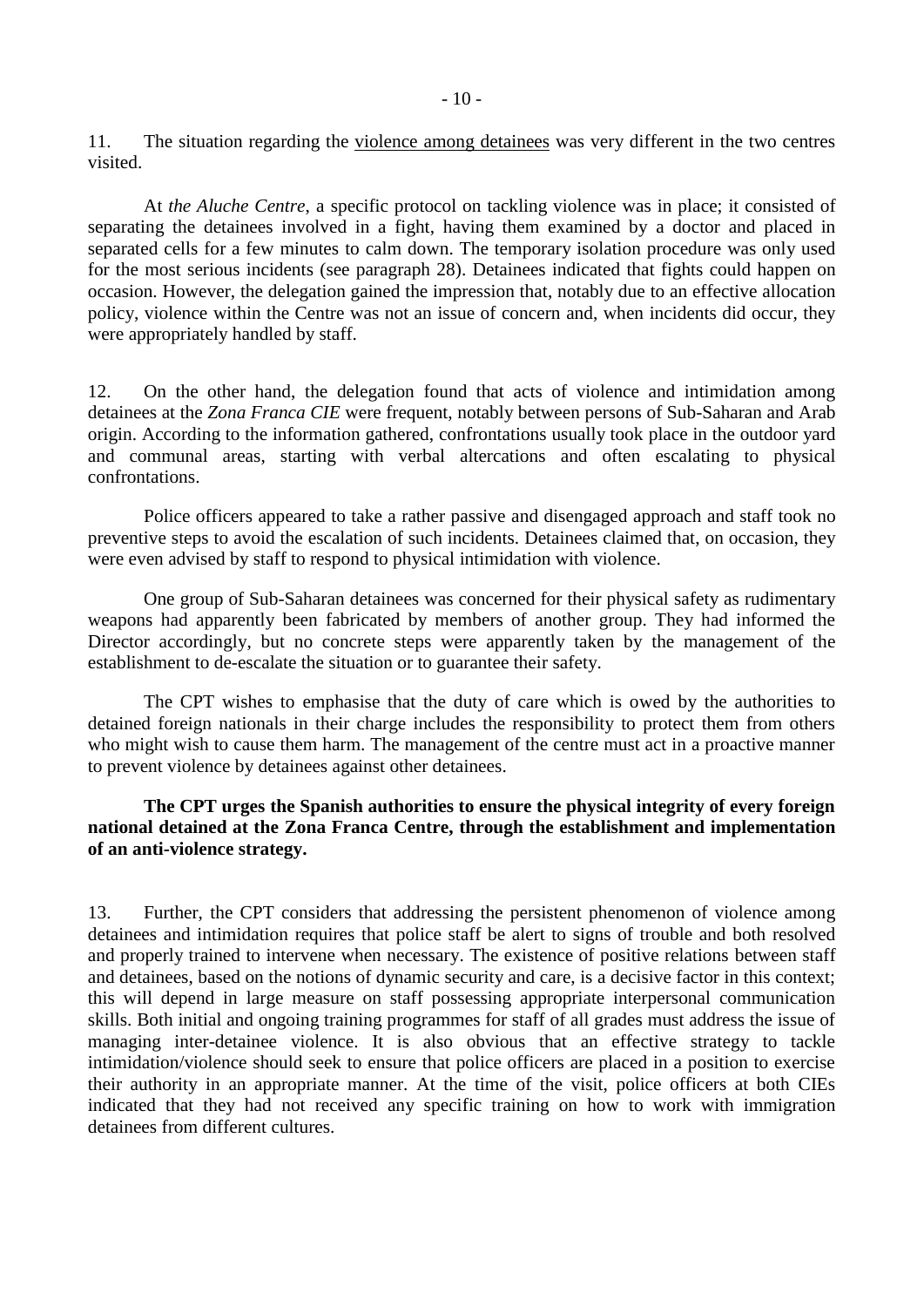11. The situation regarding the violence among detainees was very different in the two centres visited.

At *the Aluche Centre*, a specific protocol on tackling violence was in place; it consisted of separating the detainees involved in a fight, having them examined by a doctor and placed in separated cells for a few minutes to calm down. The temporary isolation procedure was only used for the most serious incidents (see paragraph 28). Detainees indicated that fights could happen on occasion. However, the delegation gained the impression that, notably due to an effective allocation policy, violence within the Centre was not an issue of concern and, when incidents did occur, they were appropriately handled by staff.

12. On the other hand, the delegation found that acts of violence and intimidation among detainees at the *Zona Franca CIE* were frequent, notably between persons of Sub-Saharan and Arab origin. According to the information gathered, confrontations usually took place in the outdoor yard and communal areas, starting with verbal altercations and often escalating to physical confrontations.

Police officers appeared to take a rather passive and disengaged approach and staff took no preventive steps to avoid the escalation of such incidents. Detainees claimed that, on occasion, they were even advised by staff to respond to physical intimidation with violence.

One group of Sub-Saharan detainees was concerned for their physical safety as rudimentary weapons had apparently been fabricated by members of another group. They had informed the Director accordingly, but no concrete steps were apparently taken by the management of the establishment to de-escalate the situation or to guarantee their safety.

The CPT wishes to emphasise that the duty of care which is owed by the authorities to detained foreign nationals in their charge includes the responsibility to protect them from others who might wish to cause them harm. The management of the centre must act in a proactive manner to prevent violence by detainees against other detainees.

**The CPT urges the Spanish authorities to ensure the physical integrity of every foreign national detained at the Zona Franca Centre, through the establishment and implementation of an anti-violence strategy.**

13. Further, the CPT considers that addressing the persistent phenomenon of violence among detainees and intimidation requires that police staff be alert to signs of trouble and both resolved and properly trained to intervene when necessary. The existence of positive relations between staff and detainees, based on the notions of dynamic security and care, is a decisive factor in this context; this will depend in large measure on staff possessing appropriate interpersonal communication skills. Both initial and ongoing training programmes for staff of all grades must address the issue of managing inter-detainee violence. It is also obvious that an effective strategy to tackle intimidation/violence should seek to ensure that police officers are placed in a position to exercise their authority in an appropriate manner. At the time of the visit, police officers at both CIEs indicated that they had not received any specific training on how to work with immigration detainees from different cultures.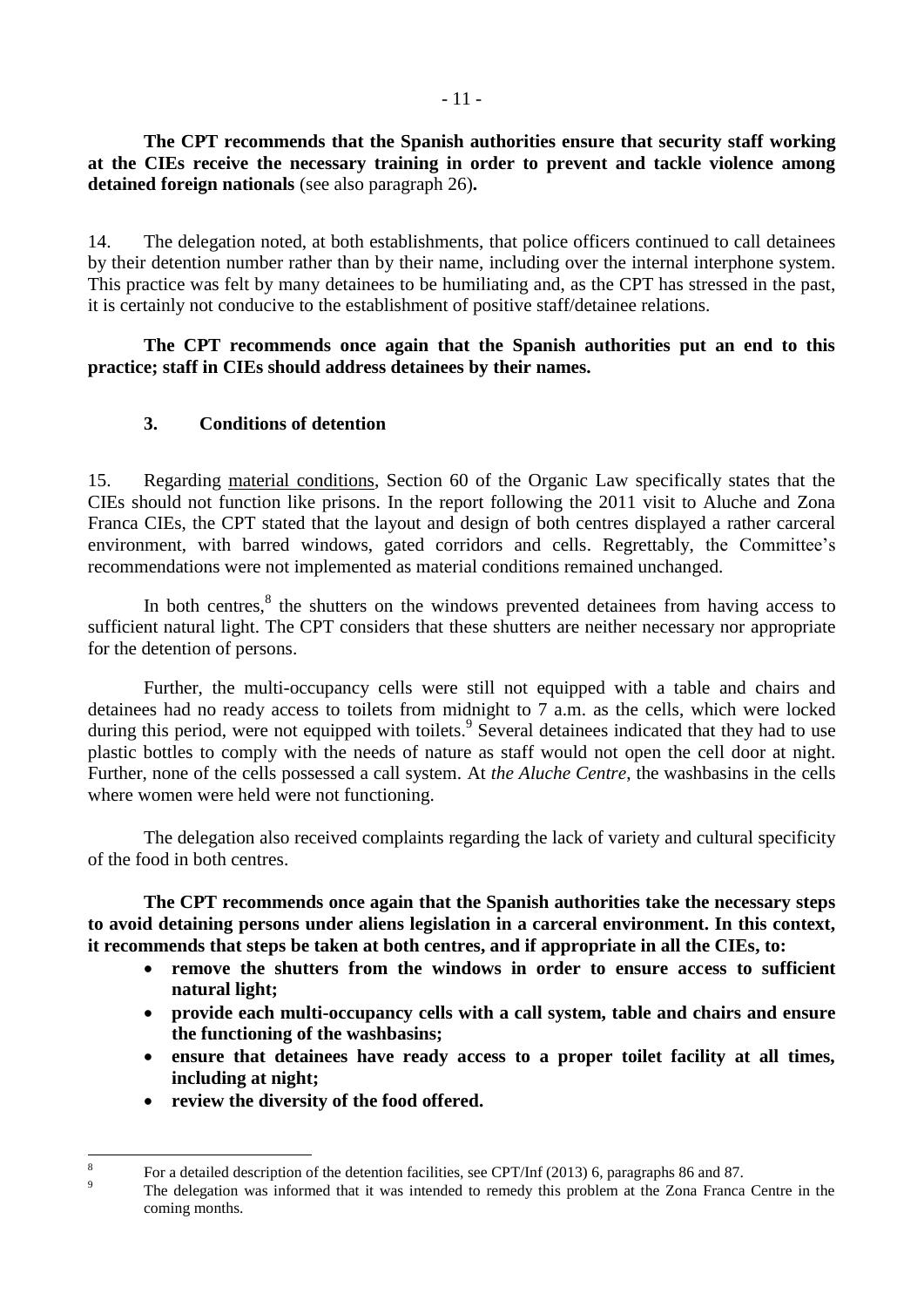**The CPT recommends that the Spanish authorities ensure that security staff working at the CIEs receive the necessary training in order to prevent and tackle violence among detained foreign nationals** (see also paragraph 26)**.**

14. The delegation noted, at both establishments, that police officers continued to call detainees by their detention number rather than by their name, including over the internal interphone system. This practice was felt by many detainees to be humiliating and, as the CPT has stressed in the past, it is certainly not conducive to the establishment of positive staff/detainee relations.

**The CPT recommends once again that the Spanish authorities put an end to this practice; staff in CIEs should address detainees by their names.**

### 3. Conditions of detention

15. Regarding material conditions, Section 60 of the Organic Law specifically states that the CIEs should not function like prisons. In the report following the 2011 visit to Aluche and Zona Franca CIEs, the CPT stated that the layout and design of both centres displayed a rather carceral environment, with barred windows, gated corridors and cells. Regrettably, the Committee's recommendations were not implemented as material conditions remained unchanged.

In both centres,[8] the shutters on the windows prevented detainees from having access to sufficient natural light. The CPT considers that these shutters are neither necessary nor appropriate for the detention of persons.

Further, the multi-occupancy cells were still not equipped with a table and chairs and detainees had no ready access to toilets from midnight to 7 a.m. as the cells, which were locked during this period, were not equipped with toilets.[9] Several detainees indicated that they had to use plastic bottles to comply with the needs of nature as staff would not open the cell door at night. Further, none of the cells possessed a call system. At *the Aluche Centre*, the washbasins in the cells where women were held were not functioning.

The delegation also received complaints regarding the lack of variety and cultural specificity of the food in both centres.

**The CPT recommends once again that the Spanish authorities take the necessary steps to avoid detaining persons under aliens legislation in a carceral environment. In this context, it recommends that steps be taken at both centres, and if appropriate in all the CIEs, to:**

- **remove the shutters from the windows in order to ensure access to sufficient natural light;**
- **provide each multi-occupancy cells with a call system, table and chairs and ensure the functioning of the washbasins;**
- **ensure that detainees have ready access to a proper toilet facility at all times, including at night;**
- **review the diversity of the food offered.**

---

[8] For a detailed description of the detention facilities, see CPT/Inf (2013) 6, paragraphs 86 and 87.

[9] The delegation was informed that it was intended to remedy this problem at the Zona Franca Centre in the coming months.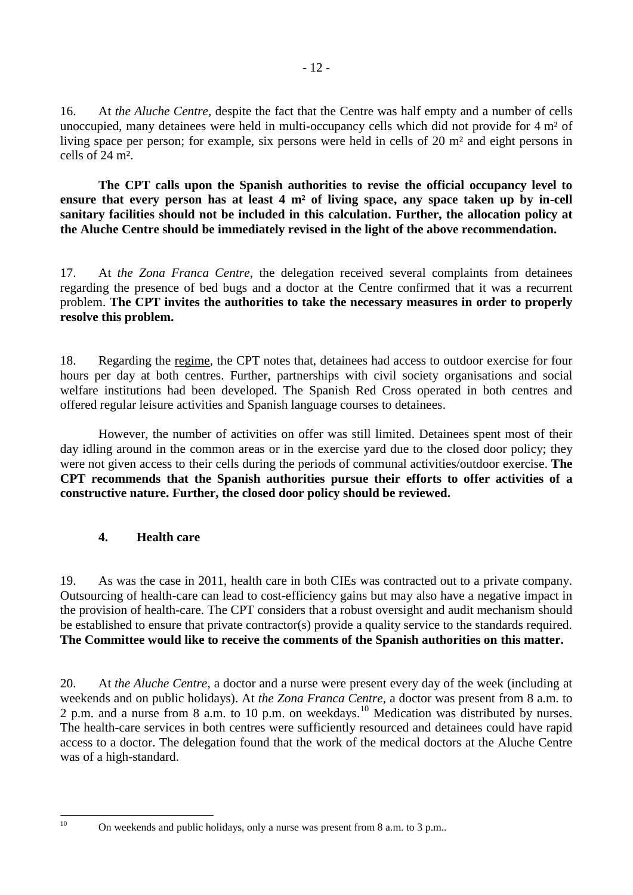16. At *the Aluche Centre*, despite the fact that the Centre was half empty and a number of cells unoccupied, many detainees were held in multi-occupancy cells which did not provide for 4 m² of living space per person; for example, six persons were held in cells of 20 m² and eight persons in cells of 24 m².

**The CPT calls upon the Spanish authorities to revise the official occupancy level to ensure that every person has at least 4 m² of living space, any space taken up by in-cell sanitary facilities should not be included in this calculation. Further, the allocation policy at the Aluche Centre should be immediately revised in the light of the above recommendation.**

17. At *the Zona Franca Centre*, the delegation received several complaints from detainees regarding the presence of bed bugs and a doctor at the Centre confirmed that it was a recurrent problem. **The CPT invites the authorities to take the necessary measures in order to properly resolve this problem.**

18. Regarding the regime, the CPT notes that, detainees had access to outdoor exercise for four hours per day at both centres. Further, partnerships with civil society organisations and social welfare institutions had been developed. The Spanish Red Cross operated in both centres and offered regular leisure activities and Spanish language courses to detainees.

However, the number of activities on offer was still limited. Detainees spent most of their day idling around in the common areas or in the exercise yard due to the closed door policy; they were not given access to their cells during the periods of communal activities/outdoor exercise. **The CPT recommends that the Spanish authorities pursue their efforts to offer activities of a constructive nature. Further, the closed door policy should be reviewed.**

### 4. Health care

19. As was the case in 2011, health care in both CIEs was contracted out to a private company. Outsourcing of health-care can lead to cost-efficiency gains but may also have a negative impact in the provision of health-care. The CPT considers that a robust oversight and audit mechanism should be established to ensure that private contractor(s) provide a quality service to the standards required. **The Committee would like to receive the comments of the Spanish authorities on this matter.**

20. At *the Aluche Centre*, a doctor and a nurse were present every day of the week (including at weekends and on public holidays). At *the Zona Franca Centre*, a doctor was present from 8 a.m. to 2 p.m. and a nurse from 8 a.m. to 10 p.m. on weekdays.[10] Medication was distributed by nurses. The health-care services in both centres were sufficiently resourced and detainees could have rapid access to a doctor. The delegation found that the work of the medical doctors at the Aluche Centre was of a high-standard.

[10] On weekends and public holidays, only a nurse was present from 8 a.m. to 3 p.m..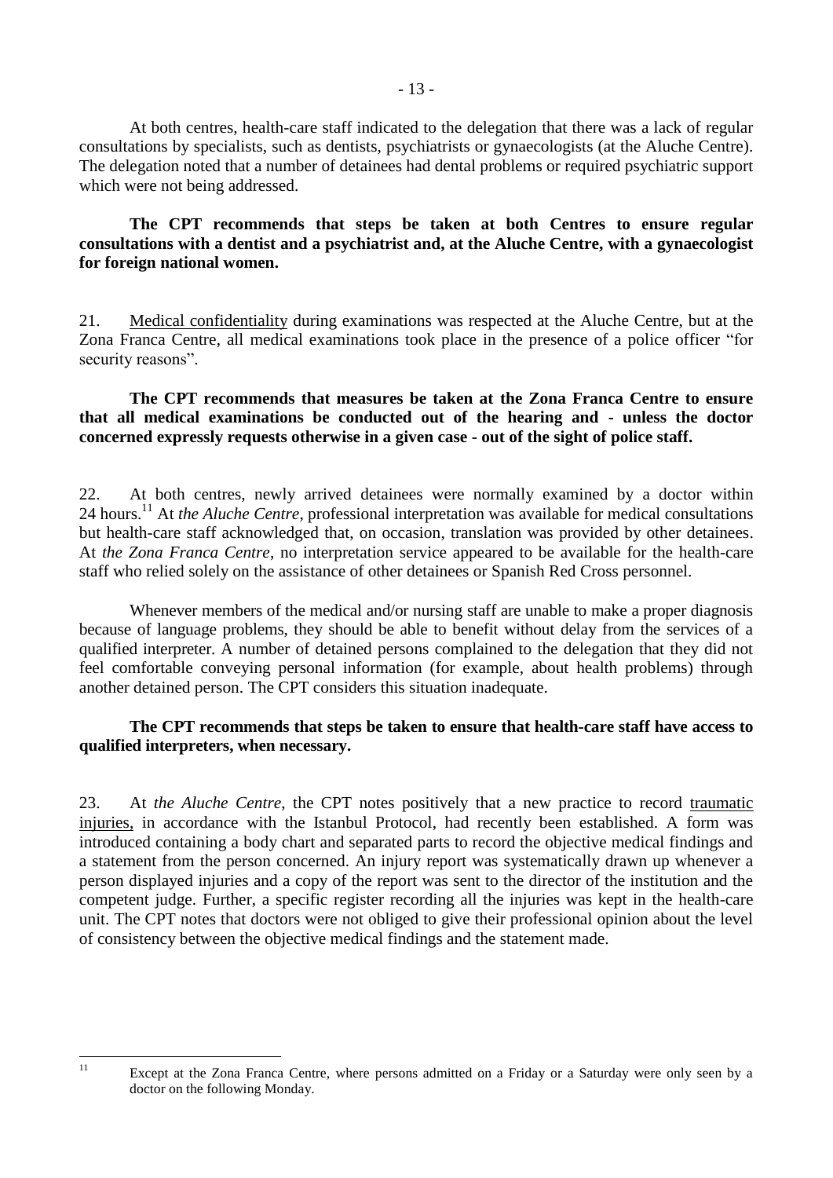At both centres, health-care staff indicated to the delegation that there was a lack of regular consultations by specialists, such as dentists, psychiatrists or gynaecologists (at the Aluche Centre). The delegation noted that a number of detainees had dental problems or required psychiatric support which were not being addressed.

**The CPT recommends that steps be taken at both Centres to ensure regular consultations with a dentist and a psychiatrist and, at the Aluche Centre, with a gynaecologist for foreign national women.**

21. Medical confidentiality during examinations was respected at the Aluche Centre, but at the Zona Franca Centre, all medical examinations took place in the presence of a police officer "for security reasons".

**The CPT recommends that measures be taken at the Zona Franca Centre to ensure that all medical examinations be conducted out of the hearing and - unless the doctor concerned expressly requests otherwise in a given case - out of the sight of police staff.**

22. At both centres, newly arrived detainees were normally examined by a doctor within 24 hours.[11] At *the Aluche Centre*, professional interpretation was available for medical consultations but health-care staff acknowledged that, on occasion, translation was provided by other detainees. At *the Zona Franca Centre*, no interpretation service appeared to be available for the health-care staff who relied solely on the assistance of other detainees or Spanish Red Cross personnel.

Whenever members of the medical and/or nursing staff are unable to make a proper diagnosis because of language problems, they should be able to benefit without delay from the services of a qualified interpreter. A number of detained persons complained to the delegation that they did not feel comfortable conveying personal information (for example, about health problems) through another detained person. The CPT considers this situation inadequate.

**The CPT recommends that steps be taken to ensure that health-care staff have access to qualified interpreters, when necessary.**

23. At *the Aluche Centre*, the CPT notes positively that a new practice to record traumatic injuries, in accordance with the Istanbul Protocol, had recently been established. A form was introduced containing a body chart and separated parts to record the objective medical findings and a statement from the person concerned. An injury report was systematically drawn up whenever a person displayed injuries and a copy of the report was sent to the director of the institution and the competent judge. Further, a specific register recording all the injuries was kept in the health-care unit. The CPT notes that doctors were not obliged to give their professional opinion about the level of consistency between the objective medical findings and the statement made.

---

[11] Except at the Zona Franca Centre, where persons admitted on a Friday or a Saturday were only seen by a doctor on the following Monday.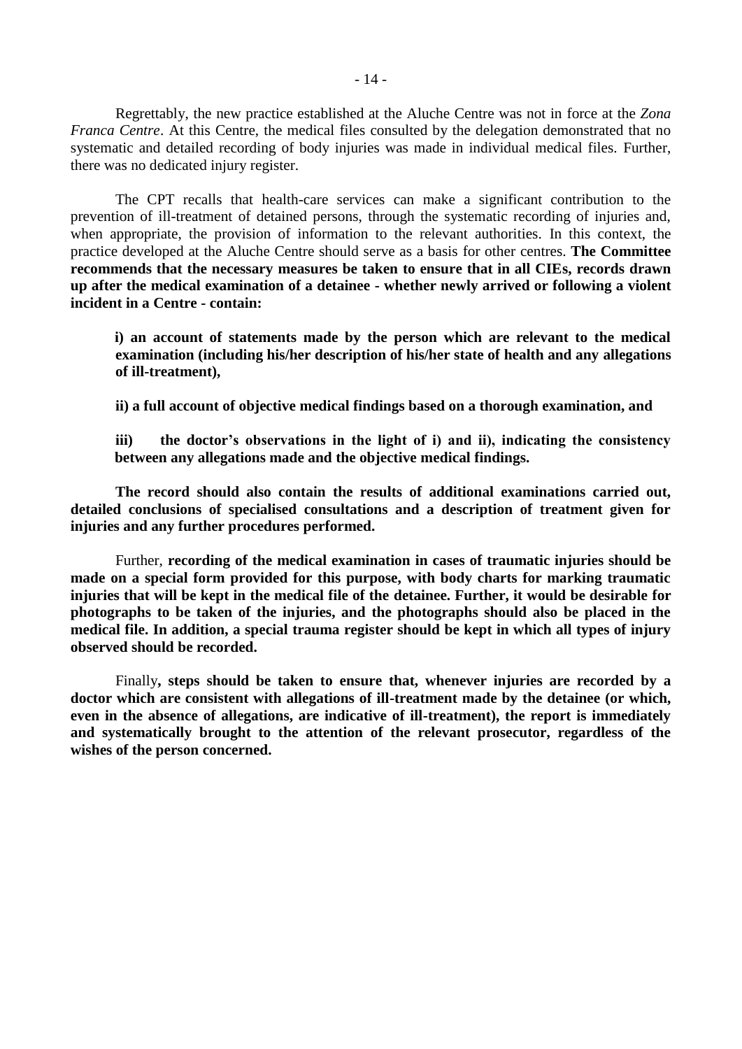Regrettably, the new practice established at the Aluche Centre was not in force at the *Zona Franca Centre*. At this Centre, the medical files consulted by the delegation demonstrated that no systematic and detailed recording of body injuries was made in individual medical files. Further, there was no dedicated injury register.

The CPT recalls that health-care services can make a significant contribution to the prevention of ill-treatment of detained persons, through the systematic recording of injuries and, when appropriate, the provision of information to the relevant authorities. In this context, the practice developed at the Aluche Centre should serve as a basis for other centres. **The Committee recommends that the necessary measures be taken to ensure that in all CIEs, records drawn up after the medical examination of a detainee - whether newly arrived or following a violent incident in a Centre - contain:**

**i) an account of statements made by the person which are relevant to the medical examination (including his/her description of his/her state of health and any allegations of ill-treatment),**

**ii) a full account of objective medical findings based on a thorough examination, and**

**iii) the doctor's observations in the light of i) and ii), indicating the consistency between any allegations made and the objective medical findings.**

**The record should also contain the results of additional examinations carried out, detailed conclusions of specialised consultations and a description of treatment given for injuries and any further procedures performed.**

Further, **recording of the medical examination in cases of traumatic injuries should be made on a special form provided for this purpose, with body charts for marking traumatic injuries that will be kept in the medical file of the detainee. Further, it would be desirable for photographs to be taken of the injuries, and the photographs should also be placed in the medical file. In addition, a special trauma register should be kept in which all types of injury observed should be recorded.**

Finally**, steps should be taken to ensure that, whenever injuries are recorded by a doctor which are consistent with allegations of ill-treatment made by the detainee (or which, even in the absence of allegations, are indicative of ill-treatment), the report is immediately and systematically brought to the attention of the relevant prosecutor, regardless of the wishes of the person concerned.**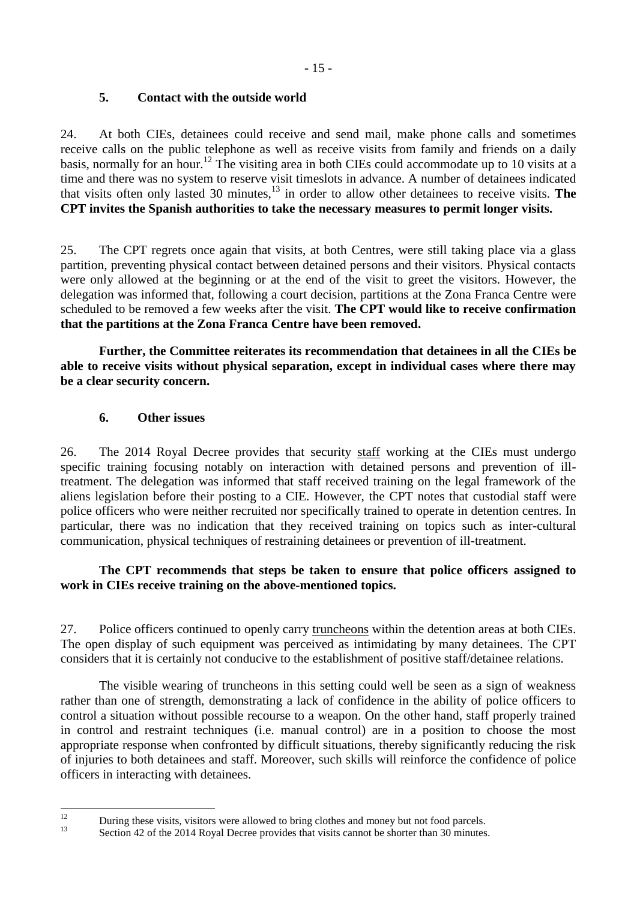### 5. Contact with the outside world

24. At both CIEs, detainees could receive and send mail, make phone calls and sometimes receive calls on the public telephone as well as receive visits from family and friends on a daily basis, normally for an hour.[12] The visiting area in both CIEs could accommodate up to 10 visits at a time and there was no system to reserve visit timeslots in advance. A number of detainees indicated that visits often only lasted 30 minutes,[13] in order to allow other detainees to receive visits. **The CPT invites the Spanish authorities to take the necessary measures to permit longer visits.**

25. The CPT regrets once again that visits, at both Centres, were still taking place via a glass partition, preventing physical contact between detained persons and their visitors. Physical contacts were only allowed at the beginning or at the end of the visit to greet the visitors. However, the delegation was informed that, following a court decision, partitions at the Zona Franca Centre were scheduled to be removed a few weeks after the visit. **The CPT would like to receive confirmation that the partitions at the Zona Franca Centre have been removed.**

**Further, the Committee reiterates its recommendation that detainees in all the CIEs be able to receive visits without physical separation, except in individual cases where there may be a clear security concern.**

### 6. Other issues

26. The 2014 Royal Decree provides that security staff working at the CIEs must undergo specific training focusing notably on interaction with detained persons and prevention of ill-treatment. The delegation was informed that staff received training on the legal framework of the aliens legislation before their posting to a CIE. However, the CPT notes that custodial staff were police officers who were neither recruited nor specifically trained to operate in detention centres. In particular, there was no indication that they received training on topics such as inter-cultural communication, physical techniques of restraining detainees or prevention of ill-treatment.

**The CPT recommends that steps be taken to ensure that police officers assigned to work in CIEs receive training on the above-mentioned topics.**

27. Police officers continued to openly carry truncheons within the detention areas at both CIEs. The open display of such equipment was perceived as intimidating by many detainees. The CPT considers that it is certainly not conducive to the establishment of positive staff/detainee relations.

The visible wearing of truncheons in this setting could well be seen as a sign of weakness rather than one of strength, demonstrating a lack of confidence in the ability of police officers to control a situation without possible recourse to a weapon. On the other hand, staff properly trained in control and restraint techniques (i.e. manual control) are in a position to choose the most appropriate response when confronted by difficult situations, thereby significantly reducing the risk of injuries to both detainees and staff. Moreover, such skills will reinforce the confidence of police officers in interacting with detainees.

---

[12] During these visits, visitors were allowed to bring clothes and money but not food parcels.

[13] Section 42 of the 2014 Royal Decree provides that visits cannot be shorter than 30 minutes.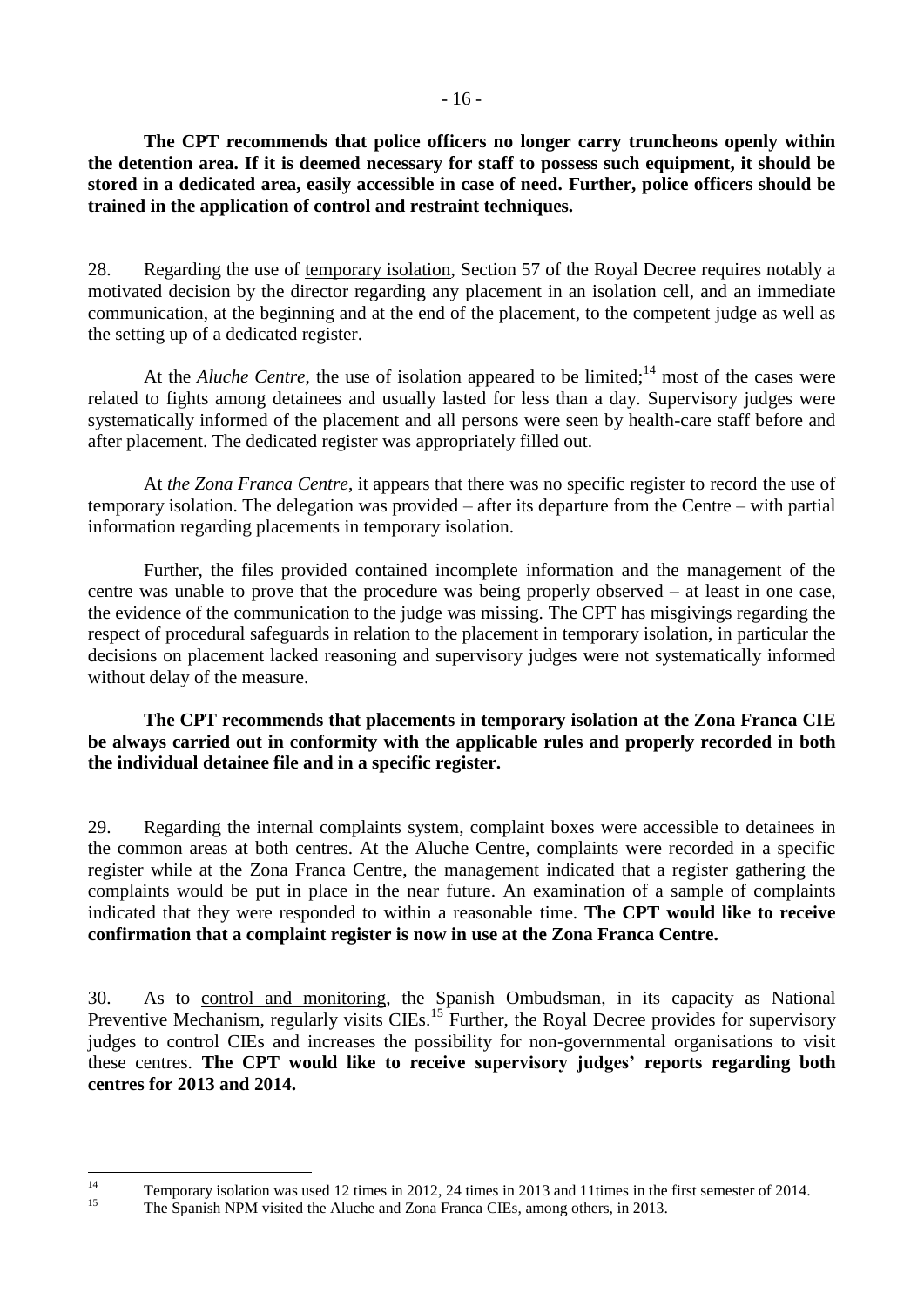**The CPT recommends that police officers no longer carry truncheons openly within the detention area. If it is deemed necessary for staff to possess such equipment, it should be stored in a dedicated area, easily accessible in case of need. Further, police officers should be trained in the application of control and restraint techniques.**

28. Regarding the use of temporary isolation, Section 57 of the Royal Decree requires notably a motivated decision by the director regarding any placement in an isolation cell, and an immediate communication, at the beginning and at the end of the placement, to the competent judge as well as the setting up of a dedicated register.

At the *Aluche Centre*, the use of isolation appeared to be limited;[14] most of the cases were related to fights among detainees and usually lasted for less than a day. Supervisory judges were systematically informed of the placement and all persons were seen by health-care staff before and after placement. The dedicated register was appropriately filled out.

At *the Zona Franca Centre*, it appears that there was no specific register to record the use of temporary isolation. The delegation was provided – after its departure from the Centre – with partial information regarding placements in temporary isolation.

Further, the files provided contained incomplete information and the management of the centre was unable to prove that the procedure was being properly observed – at least in one case, the evidence of the communication to the judge was missing. The CPT has misgivings regarding the respect of procedural safeguards in relation to the placement in temporary isolation, in particular the decisions on placement lacked reasoning and supervisory judges were not systematically informed without delay of the measure.

**The CPT recommends that placements in temporary isolation at the Zona Franca CIE be always carried out in conformity with the applicable rules and properly recorded in both the individual detainee file and in a specific register.**

29. Regarding the internal complaints system, complaint boxes were accessible to detainees in the common areas at both centres. At the Aluche Centre, complaints were recorded in a specific register while at the Zona Franca Centre, the management indicated that a register gathering the complaints would be put in place in the near future. An examination of a sample of complaints indicated that they were responded to within a reasonable time. **The CPT would like to receive confirmation that a complaint register is now in use at the Zona Franca Centre.**

30. As to control and monitoring, the Spanish Ombudsman, in its capacity as National Preventive Mechanism, regularly visits CIEs.[15] Further, the Royal Decree provides for supervisory judges to control CIEs and increases the possibility for non-governmental organisations to visit these centres. **The CPT would like to receive supervisory judges' reports regarding both centres for 2013 and 2014.**

---

[14] Temporary isolation was used 12 times in 2012, 24 times in 2013 and 11times in the first semester of 2014.

[15] The Spanish NPM visited the Aluche and Zona Franca CIEs, among others, in 2013.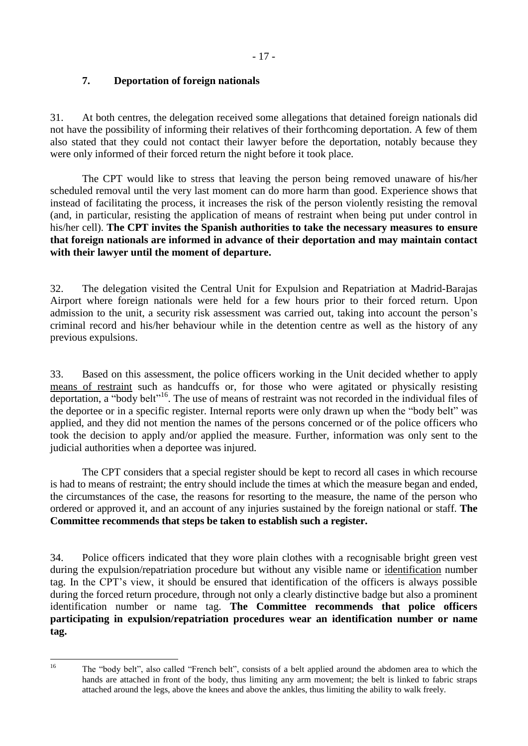## 7. Deportation of foreign nationals

31. At both centres, the delegation received some allegations that detained foreign nationals did not have the possibility of informing their relatives of their forthcoming deportation. A few of them also stated that they could not contact their lawyer before the deportation, notably because they were only informed of their forced return the night before it took place.

The CPT would like to stress that leaving the person being removed unaware of his/her scheduled removal until the very last moment can do more harm than good. Experience shows that instead of facilitating the process, it increases the risk of the person violently resisting the removal (and, in particular, resisting the application of means of restraint when being put under control in his/her cell). **The CPT invites the Spanish authorities to take the necessary measures to ensure that foreign nationals are informed in advance of their deportation and may maintain contact with their lawyer until the moment of departure.**

32. The delegation visited the Central Unit for Expulsion and Repatriation at Madrid-Barajas Airport where foreign nationals were held for a few hours prior to their forced return. Upon admission to the unit, a security risk assessment was carried out, taking into account the person's criminal record and his/her behaviour while in the detention centre as well as the history of any previous expulsions.

33. Based on this assessment, the police officers working in the Unit decided whether to apply <u>means of restraint</u> such as handcuffs or, for those who were agitated or physically resisting deportation, a "body belt"[16]. The use of means of restraint was not recorded in the individual files of the deportee or in a specific register. Internal reports were only drawn up when the "body belt" was applied, and they did not mention the names of the persons concerned or of the police officers who took the decision to apply and/or applied the measure. Further, information was only sent to the judicial authorities when a deportee was injured.

The CPT considers that a special register should be kept to record all cases in which recourse is had to means of restraint; the entry should include the times at which the measure began and ended, the circumstances of the case, the reasons for resorting to the measure, the name of the person who ordered or approved it, and an account of any injuries sustained by the foreign national or staff. **The Committee recommends that steps be taken to establish such a register.**

34. Police officers indicated that they wore plain clothes with a recognisable bright green vest during the expulsion/repatriation procedure but without any visible name or <u>identification</u> number tag. In the CPT's view, it should be ensured that identification of the officers is always possible during the forced return procedure, through not only a clearly distinctive badge but also a prominent identification number or name tag. **The Committee recommends that police officers participating in expulsion/repatriation procedures wear an identification number or name tag.**

---

[16] The "body belt", also called "French belt", consists of a belt applied around the abdomen area to which the hands are attached in front of the body, thus limiting any arm movement; the belt is linked to fabric straps attached around the legs, above the knees and above the ankles, thus limiting the ability to walk freely.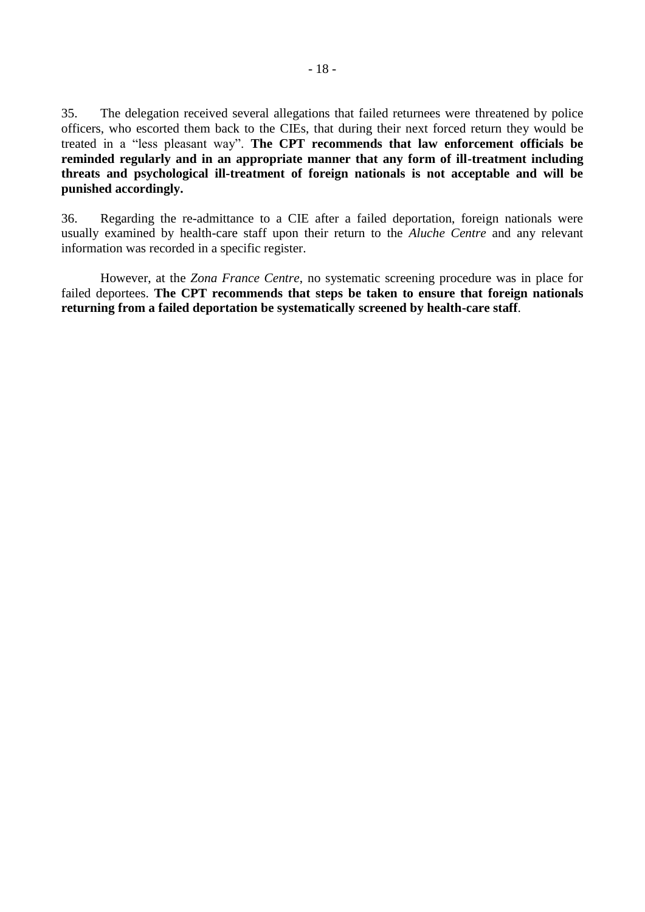35. The delegation received several allegations that failed returnees were threatened by police officers, who escorted them back to the CIEs, that during their next forced return they would be treated in a "less pleasant way". **The CPT recommends that law enforcement officials be reminded regularly and in an appropriate manner that any form of ill-treatment including threats and psychological ill-treatment of foreign nationals is not acceptable and will be punished accordingly.**

36. Regarding the re-admittance to a CIE after a failed deportation, foreign nationals were usually examined by health-care staff upon their return to the *Aluche Centre* and any relevant information was recorded in a specific register.

However, at the *Zona France Centre*, no systematic screening procedure was in place for failed deportees. **The CPT recommends that steps be taken to ensure that foreign nationals returning from a failed deportation be systematically screened by health-care staff**.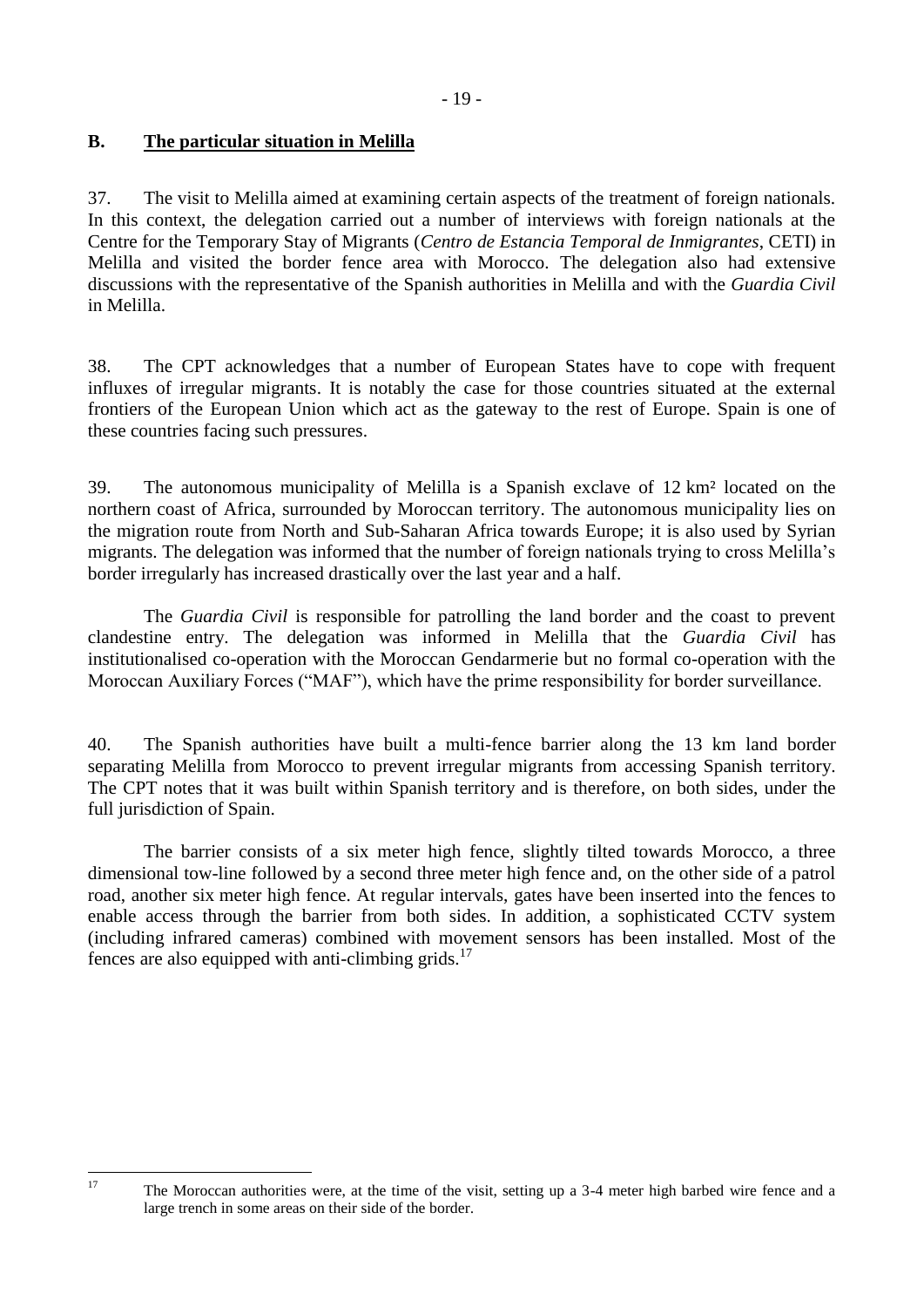## B. The particular situation in Melilla

37. The visit to Melilla aimed at examining certain aspects of the treatment of foreign nationals. In this context, the delegation carried out a number of interviews with foreign nationals at the Centre for the Temporary Stay of Migrants (*Centro de Estancia Temporal de Inmigrantes*, CETI) in Melilla and visited the border fence area with Morocco. The delegation also had extensive discussions with the representative of the Spanish authorities in Melilla and with the *Guardia Civil* in Melilla.

38. The CPT acknowledges that a number of European States have to cope with frequent influxes of irregular migrants. It is notably the case for those countries situated at the external frontiers of the European Union which act as the gateway to the rest of Europe. Spain is one of these countries facing such pressures.

39. The autonomous municipality of Melilla is a Spanish exclave of 12 km² located on the northern coast of Africa, surrounded by Moroccan territory. The autonomous municipality lies on the migration route from North and Sub-Saharan Africa towards Europe; it is also used by Syrian migrants. The delegation was informed that the number of foreign nationals trying to cross Melilla's border irregularly has increased drastically over the last year and a half.

The *Guardia Civil* is responsible for patrolling the land border and the coast to prevent clandestine entry. The delegation was informed in Melilla that the *Guardia Civil* has institutionalised co-operation with the Moroccan Gendarmerie but no formal co-operation with the Moroccan Auxiliary Forces ("MAF"), which have the prime responsibility for border surveillance.

40. The Spanish authorities have built a multi-fence barrier along the 13 km land border separating Melilla from Morocco to prevent irregular migrants from accessing Spanish territory. The CPT notes that it was built within Spanish territory and is therefore, on both sides, under the full jurisdiction of Spain.

The barrier consists of a six meter high fence, slightly tilted towards Morocco, a three dimensional tow-line followed by a second three meter high fence and, on the other side of a patrol road, another six meter high fence. At regular intervals, gates have been inserted into the fences to enable access through the barrier from both sides. In addition, a sophisticated CCTV system (including infrared cameras) combined with movement sensors has been installed. Most of the fences are also equipped with anti-climbing grids.[17]

[17] The Moroccan authorities were, at the time of the visit, setting up a 3-4 meter high barbed wire fence and a large trench in some areas on their side of the border.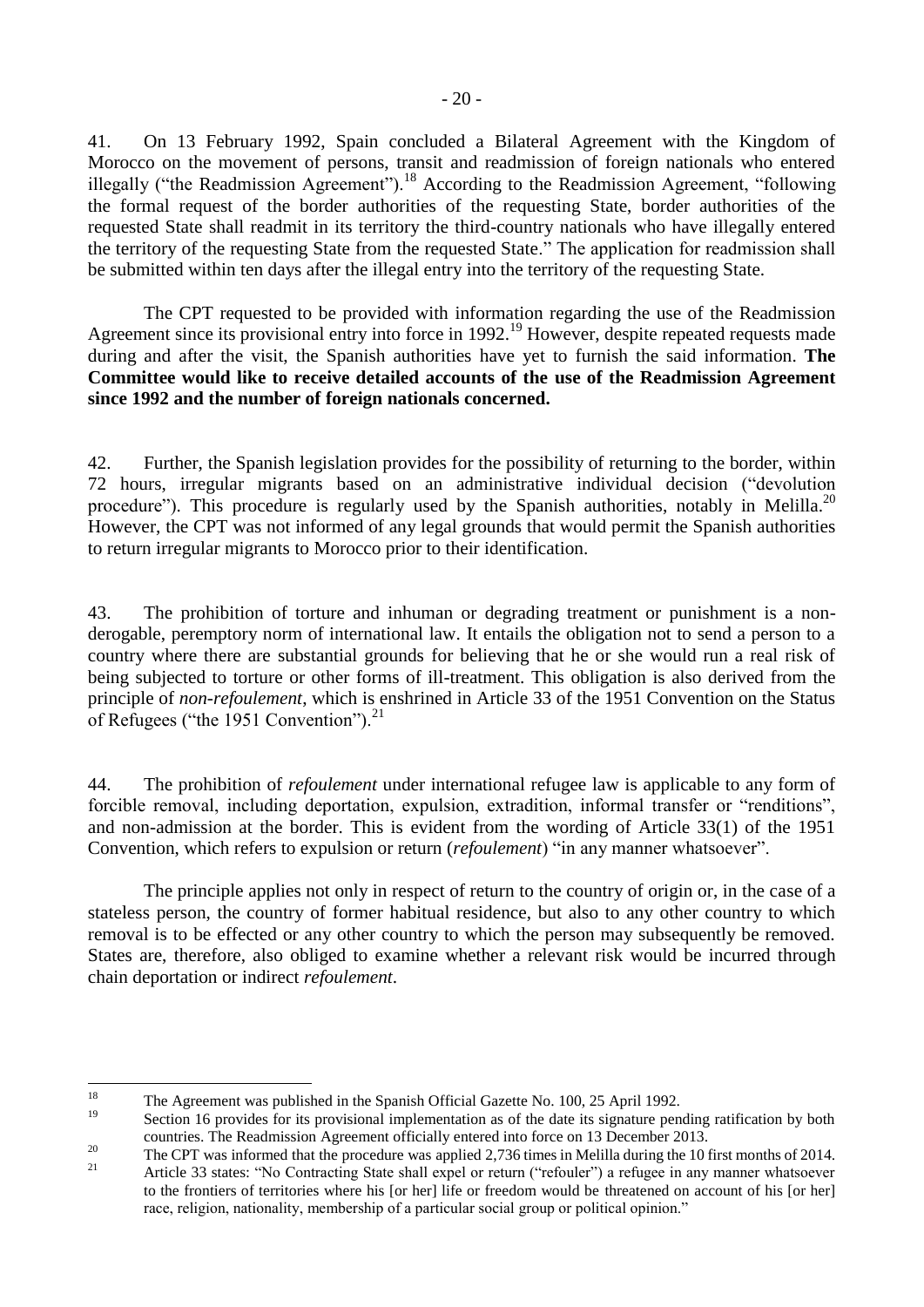41. On 13 February 1992, Spain concluded a Bilateral Agreement with the Kingdom of Morocco on the movement of persons, transit and readmission of foreign nationals who entered illegally ("the Readmission Agreement").[18] According to the Readmission Agreement, "following the formal request of the border authorities of the requesting State, border authorities of the requested State shall readmit in its territory the third-country nationals who have illegally entered the territory of the requesting State from the requested State." The application for readmission shall be submitted within ten days after the illegal entry into the territory of the requesting State.

The CPT requested to be provided with information regarding the use of the Readmission Agreement since its provisional entry into force in 1992.[19] However, despite repeated requests made during and after the visit, the Spanish authorities have yet to furnish the said information. **The Committee would like to receive detailed accounts of the use of the Readmission Agreement since 1992 and the number of foreign nationals concerned.**

42. Further, the Spanish legislation provides for the possibility of returning to the border, within 72 hours, irregular migrants based on an administrative individual decision ("devolution procedure"). This procedure is regularly used by the Spanish authorities, notably in Melilla.[20] However, the CPT was not informed of any legal grounds that would permit the Spanish authorities to return irregular migrants to Morocco prior to their identification.

43. The prohibition of torture and inhuman or degrading treatment or punishment is a non-derogable, peremptory norm of international law. It entails the obligation not to send a person to a country where there are substantial grounds for believing that he or she would run a real risk of being subjected to torture or other forms of ill-treatment. This obligation is also derived from the principle of *non-refoulement*, which is enshrined in Article 33 of the 1951 Convention on the Status of Refugees ("the 1951 Convention").[21]

44. The prohibition of *refoulement* under international refugee law is applicable to any form of forcible removal, including deportation, expulsion, extradition, informal transfer or "renditions", and non-admission at the border. This is evident from the wording of Article 33(1) of the 1951 Convention, which refers to expulsion or return (*refoulement*) "in any manner whatsoever".

The principle applies not only in respect of return to the country of origin or, in the case of a stateless person, the country of former habitual residence, but also to any other country to which removal is to be effected or any other country to which the person may subsequently be removed. States are, therefore, also obliged to examine whether a relevant risk would be incurred through chain deportation or indirect *refoulement*.

---

[18] The Agreement was published in the Spanish Official Gazette No. 100, 25 April 1992.

[19] Section 16 provides for its provisional implementation as of the date its signature pending ratification by both countries. The Readmission Agreement officially entered into force on 13 December 2013.

[20] The CPT was informed that the procedure was applied 2,736 times in Melilla during the 10 first months of 2014.

[21] Article 33 states: "No Contracting State shall expel or return ("refouler") a refugee in any manner whatsoever to the frontiers of territories where his [or her] life or freedom would be threatened on account of his [or her] race, religion, nationality, membership of a particular social group or political opinion."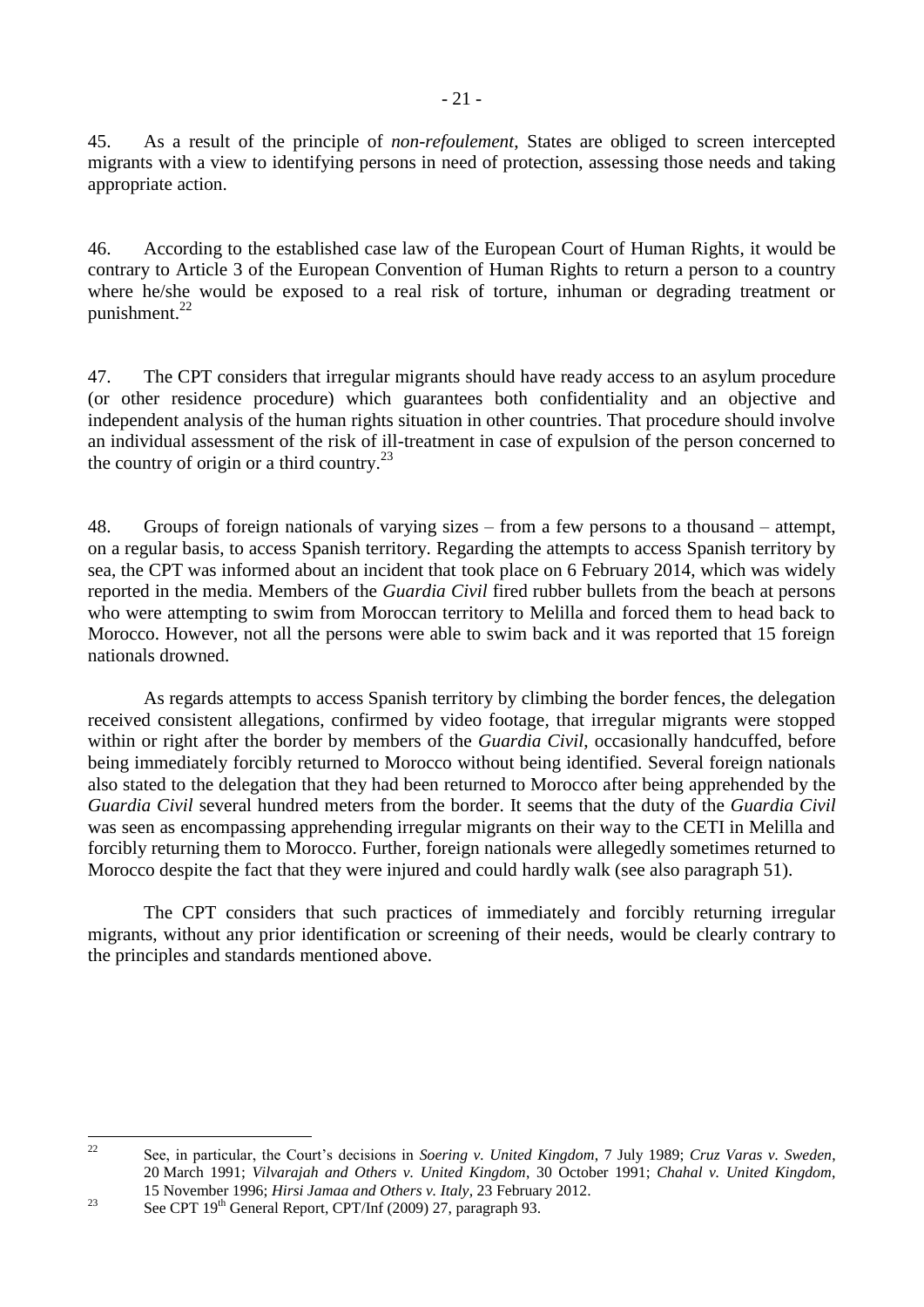45. As a result of the principle of *non-refoulement*, States are obliged to screen intercepted migrants with a view to identifying persons in need of protection, assessing those needs and taking appropriate action.

46. According to the established case law of the European Court of Human Rights, it would be contrary to Article 3 of the European Convention of Human Rights to return a person to a country where he/she would be exposed to a real risk of torture, inhuman or degrading treatment or punishment.[22]

47. The CPT considers that irregular migrants should have ready access to an asylum procedure (or other residence procedure) which guarantees both confidentiality and an objective and independent analysis of the human rights situation in other countries. That procedure should involve an individual assessment of the risk of ill-treatment in case of expulsion of the person concerned to the country of origin or a third country.[23]

48. Groups of foreign nationals of varying sizes – from a few persons to a thousand – attempt, on a regular basis, to access Spanish territory. Regarding the attempts to access Spanish territory by sea, the CPT was informed about an incident that took place on 6 February 2014, which was widely reported in the media. Members of the *Guardia Civil* fired rubber bullets from the beach at persons who were attempting to swim from Moroccan territory to Melilla and forced them to head back to Morocco. However, not all the persons were able to swim back and it was reported that 15 foreign nationals drowned.

As regards attempts to access Spanish territory by climbing the border fences, the delegation received consistent allegations, confirmed by video footage, that irregular migrants were stopped within or right after the border by members of the *Guardia Civil*, occasionally handcuffed, before being immediately forcibly returned to Morocco without being identified. Several foreign nationals also stated to the delegation that they had been returned to Morocco after being apprehended by the *Guardia Civil* several hundred meters from the border. It seems that the duty of the *Guardia Civil* was seen as encompassing apprehending irregular migrants on their way to the CETI in Melilla and forcibly returning them to Morocco. Further, foreign nationals were allegedly sometimes returned to Morocco despite the fact that they were injured and could hardly walk (see also paragraph 51).

The CPT considers that such practices of immediately and forcibly returning irregular migrants, without any prior identification or screening of their needs, would be clearly contrary to the principles and standards mentioned above.

---

[22] See, in particular, the Court's decisions in *Soering v. United Kingdom*, 7 July 1989; *Cruz Varas v. Sweden*, 20 March 1991; *Vilvarajah and Others v. United Kingdom*, 30 October 1991; *Chahal v. United Kingdom*, 15 November 1996; *Hirsi Jamaa and Others v. Italy*, 23 February 2012.

[23] See CPT 19th General Report, CPT/Inf (2009) 27, paragraph 93.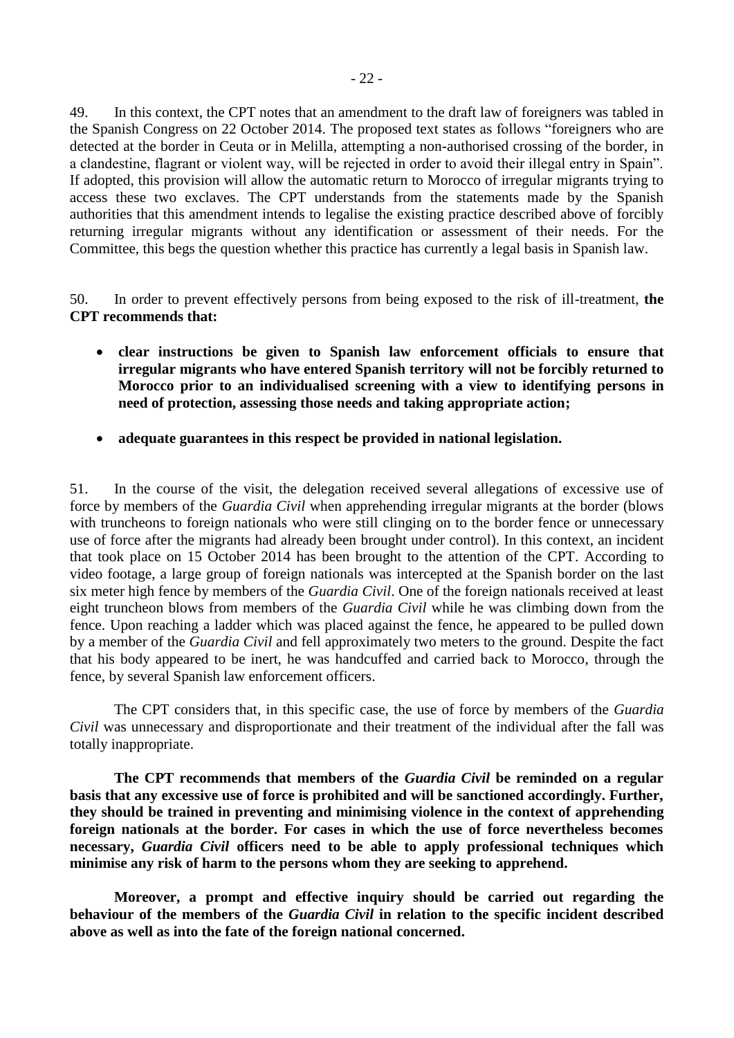49. In this context, the CPT notes that an amendment to the draft law of foreigners was tabled in the Spanish Congress on 22 October 2014. The proposed text states as follows "foreigners who are detected at the border in Ceuta or in Melilla, attempting a non-authorised crossing of the border, in a clandestine, flagrant or violent way, will be rejected in order to avoid their illegal entry in Spain". If adopted, this provision will allow the automatic return to Morocco of irregular migrants trying to access these two exclaves. The CPT understands from the statements made by the Spanish authorities that this amendment intends to legalise the existing practice described above of forcibly returning irregular migrants without any identification or assessment of their needs. For the Committee, this begs the question whether this practice has currently a legal basis in Spanish law.

50. In order to prevent effectively persons from being exposed to the risk of ill-treatment, **the CPT recommends that:**

- **clear instructions be given to Spanish law enforcement officials to ensure that irregular migrants who have entered Spanish territory will not be forcibly returned to Morocco prior to an individualised screening with a view to identifying persons in need of protection, assessing those needs and taking appropriate action;**
- **adequate guarantees in this respect be provided in national legislation.**

51. In the course of the visit, the delegation received several allegations of excessive use of force by members of the *Guardia Civil* when apprehending irregular migrants at the border (blows with truncheons to foreign nationals who were still clinging on to the border fence or unnecessary use of force after the migrants had already been brought under control). In this context, an incident that took place on 15 October 2014 has been brought to the attention of the CPT. According to video footage, a large group of foreign nationals was intercepted at the Spanish border on the last six meter high fence by members of the *Guardia Civil*. One of the foreign nationals received at least eight truncheon blows from members of the *Guardia Civil* while he was climbing down from the fence. Upon reaching a ladder which was placed against the fence, he appeared to be pulled down by a member of the *Guardia Civil* and fell approximately two meters to the ground. Despite the fact that his body appeared to be inert, he was handcuffed and carried back to Morocco, through the fence, by several Spanish law enforcement officers.

The CPT considers that, in this specific case, the use of force by members of the *Guardia Civil* was unnecessary and disproportionate and their treatment of the individual after the fall was totally inappropriate.

**The CPT recommends that members of the *Guardia Civil* be reminded on a regular basis that any excessive use of force is prohibited and will be sanctioned accordingly. Further, they should be trained in preventing and minimising violence in the context of apprehending foreign nationals at the border. For cases in which the use of force nevertheless becomes necessary, *Guardia Civil* officers need to be able to apply professional techniques which minimise any risk of harm to the persons whom they are seeking to apprehend.**

**Moreover, a prompt and effective inquiry should be carried out regarding the behaviour of the members of the *Guardia Civil* in relation to the specific incident described above as well as into the fate of the foreign national concerned.**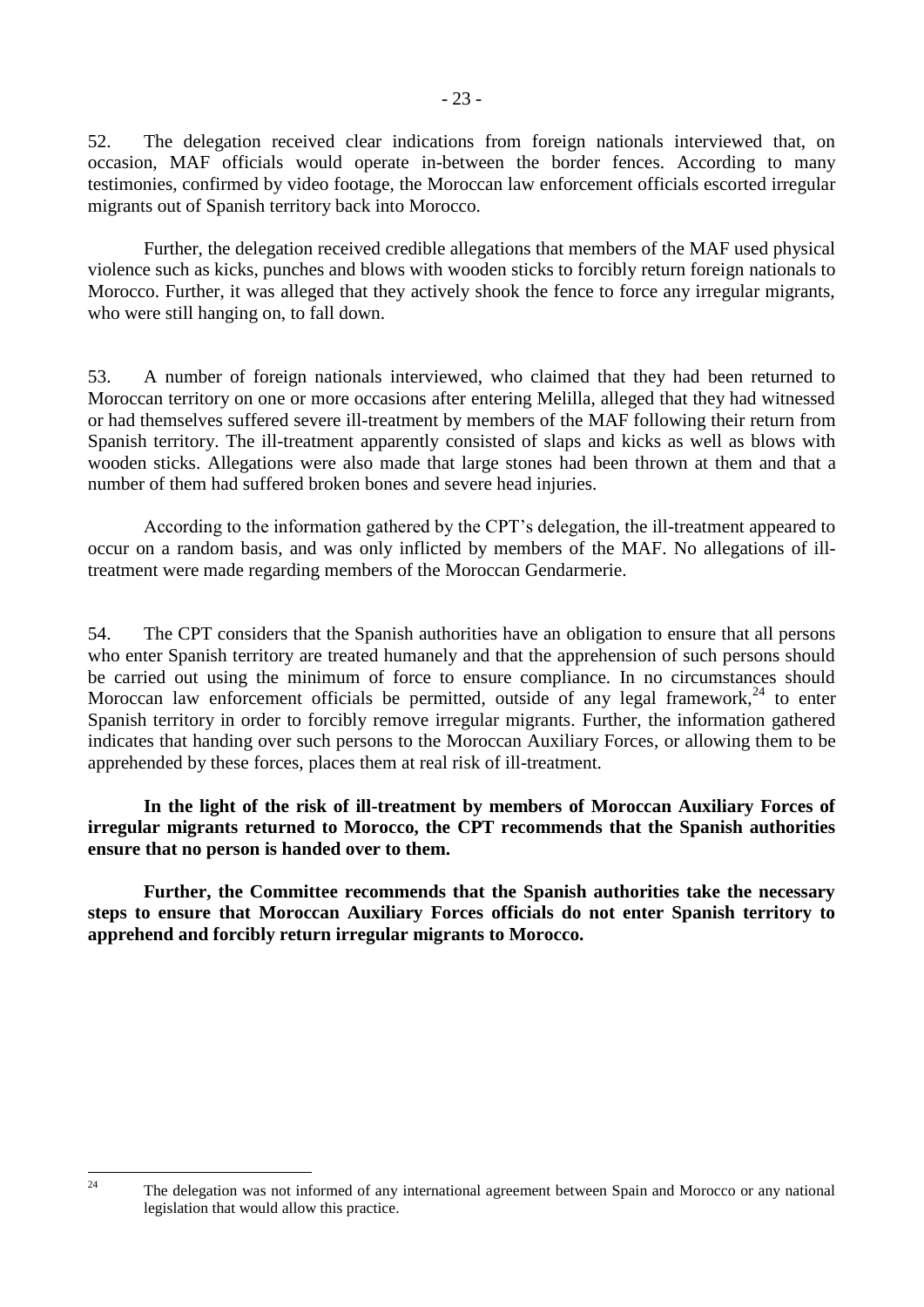52. The delegation received clear indications from foreign nationals interviewed that, on occasion, MAF officials would operate in-between the border fences. According to many testimonies, confirmed by video footage, the Moroccan law enforcement officials escorted irregular migrants out of Spanish territory back into Morocco.

Further, the delegation received credible allegations that members of the MAF used physical violence such as kicks, punches and blows with wooden sticks to forcibly return foreign nationals to Morocco. Further, it was alleged that they actively shook the fence to force any irregular migrants, who were still hanging on, to fall down.

53. A number of foreign nationals interviewed, who claimed that they had been returned to Moroccan territory on one or more occasions after entering Melilla, alleged that they had witnessed or had themselves suffered severe ill-treatment by members of the MAF following their return from Spanish territory. The ill-treatment apparently consisted of slaps and kicks as well as blows with wooden sticks. Allegations were also made that large stones had been thrown at them and that a number of them had suffered broken bones and severe head injuries.

According to the information gathered by the CPT's delegation, the ill-treatment appeared to occur on a random basis, and was only inflicted by members of the MAF. No allegations of ill-treatment were made regarding members of the Moroccan Gendarmerie.

54. The CPT considers that the Spanish authorities have an obligation to ensure that all persons who enter Spanish territory are treated humanely and that the apprehension of such persons should be carried out using the minimum of force to ensure compliance. In no circumstances should Moroccan law enforcement officials be permitted, outside of any legal framework,[24] to enter Spanish territory in order to forcibly remove irregular migrants. Further, the information gathered indicates that handing over such persons to the Moroccan Auxiliary Forces, or allowing them to be apprehended by these forces, places them at real risk of ill-treatment.

**In the light of the risk of ill-treatment by members of Moroccan Auxiliary Forces of irregular migrants returned to Morocco, the CPT recommends that the Spanish authorities ensure that no person is handed over to them.**

**Further, the Committee recommends that the Spanish authorities take the necessary steps to ensure that Moroccan Auxiliary Forces officials do not enter Spanish territory to apprehend and forcibly return irregular migrants to Morocco.**

---

[24] The delegation was not informed of any international agreement between Spain and Morocco or any national legislation that would allow this practice.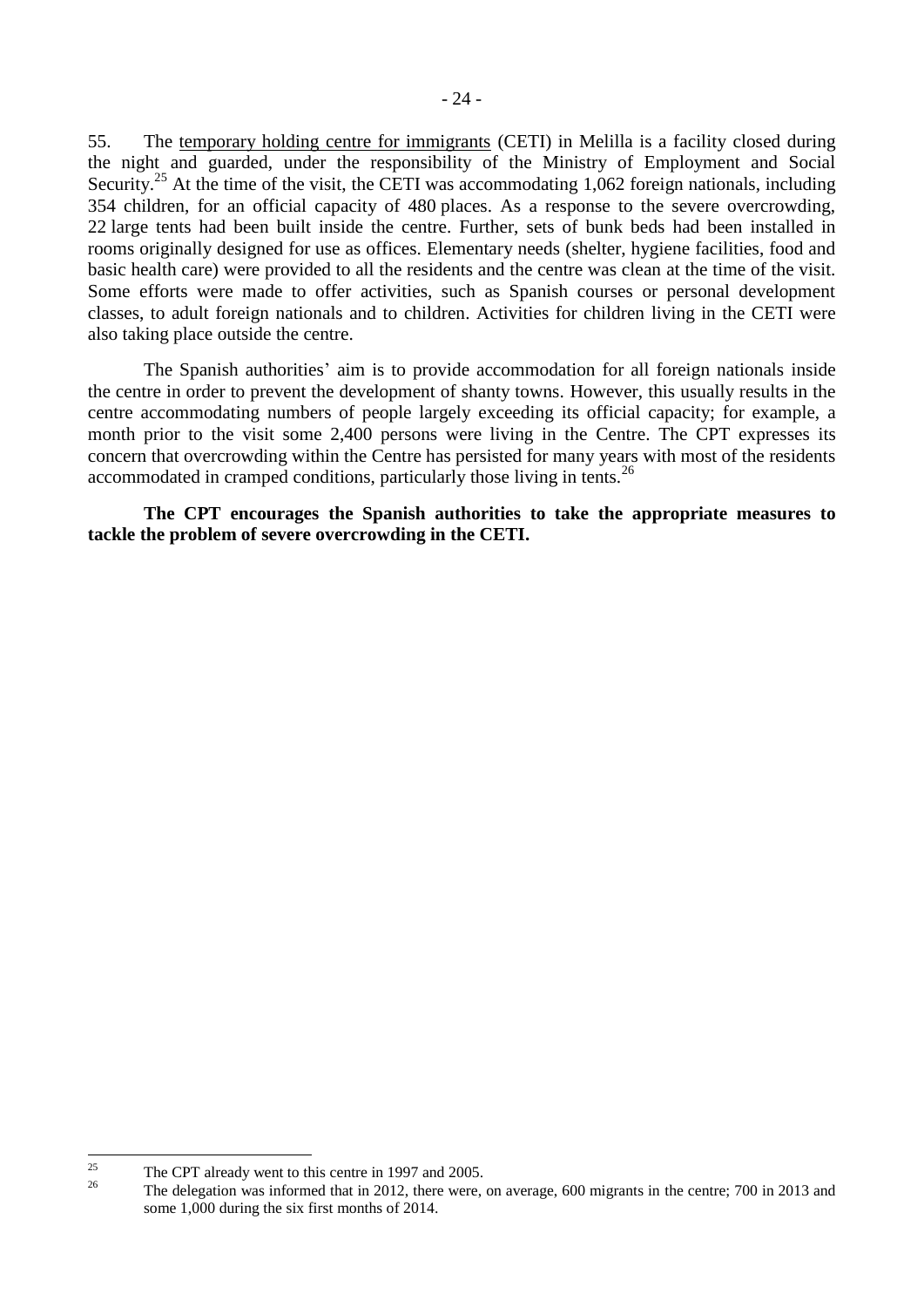55. The temporary holding centre for immigrants (CETI) in Melilla is a facility closed during the night and guarded, under the responsibility of the Ministry of Employment and Social Security.[25] At the time of the visit, the CETI was accommodating 1,062 foreign nationals, including 354 children, for an official capacity of 480 places. As a response to the severe overcrowding, 22 large tents had been built inside the centre. Further, sets of bunk beds had been installed in rooms originally designed for use as offices. Elementary needs (shelter, hygiene facilities, food and basic health care) were provided to all the residents and the centre was clean at the time of the visit. Some efforts were made to offer activities, such as Spanish courses or personal development classes, to adult foreign nationals and to children. Activities for children living in the CETI were also taking place outside the centre.

The Spanish authorities' aim is to provide accommodation for all foreign nationals inside the centre in order to prevent the development of shanty towns. However, this usually results in the centre accommodating numbers of people largely exceeding its official capacity; for example, a month prior to the visit some 2,400 persons were living in the Centre. The CPT expresses its concern that overcrowding within the Centre has persisted for many years with most of the residents accommodated in cramped conditions, particularly those living in tents.[26]

**The CPT encourages the Spanish authorities to take the appropriate measures to tackle the problem of severe overcrowding in the CETI.**

---

[25] The CPT already went to this centre in 1997 and 2005.

[26] The delegation was informed that in 2012, there were, on average, 600 migrants in the centre; 700 in 2013 and some 1,000 during the six first months of 2014.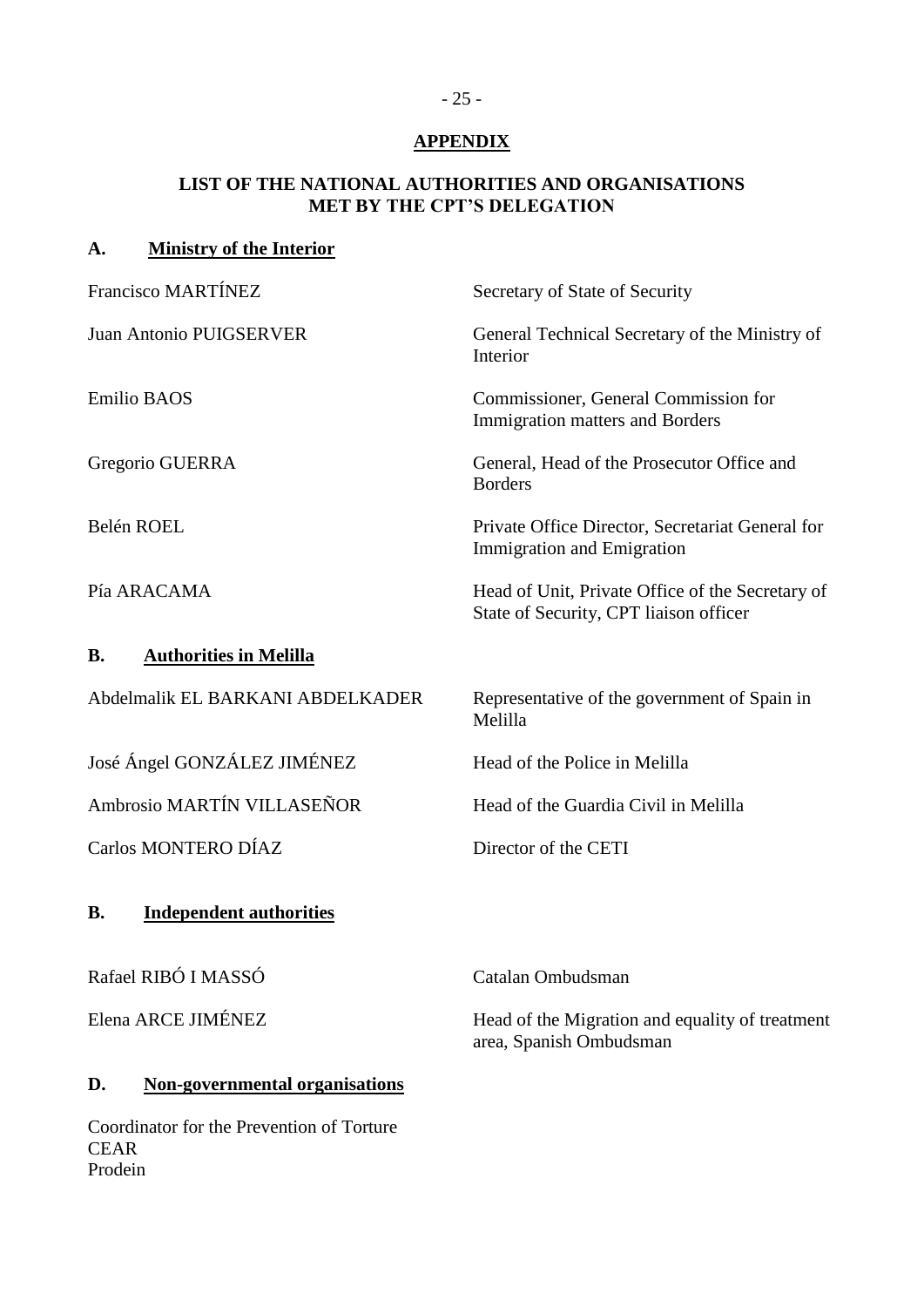# APPENDIX

## LIST OF THE NATIONAL AUTHORITIES AND ORGANISATIONS MET BY THE CPT'S DELEGATION

### A. Ministry of the Interior

| | |
|---|---|
| Francisco MARTÍNEZ | Secretary of State of Security |
| Juan Antonio PUIGSERVER | General Technical Secretary of the Ministry of Interior |
| Emilio BAOS | Commissioner, General Commission for Immigration matters and Borders |
| Gregorio GUERRA | General, Head of the Prosecutor Office and Borders |
| Belén ROEL | Private Office Director, Secretariat General for Immigration and Emigration |
| Pía ARACAMA | Head of Unit, Private Office of the Secretary of State of Security, CPT liaison officer |

### B. Authorities in Melilla

| | |
|---|---|
| Abdelmalik EL BARKANI ABDELKADER | Representative of the government of Spain in Melilla |
| José Ángel GONZÁLEZ JIMÉNEZ | Head of the Police in Melilla |
| Ambrosio MARTÍN VILLASEÑOR | Head of the Guardia Civil in Melilla |
| Carlos MONTERO DÍAZ | Director of the CETI |

### B. Independent authorities

| | |
|---|---|
| Rafael RIBÓ I MASSÓ | Catalan Ombudsman |
| Elena ARCE JIMÉNEZ | Head of the Migration and equality of treatment area, Spanish Ombudsman |

### D. Non-governmental organisations

Coordinator for the Prevention of Torture
CEAR
Prodein